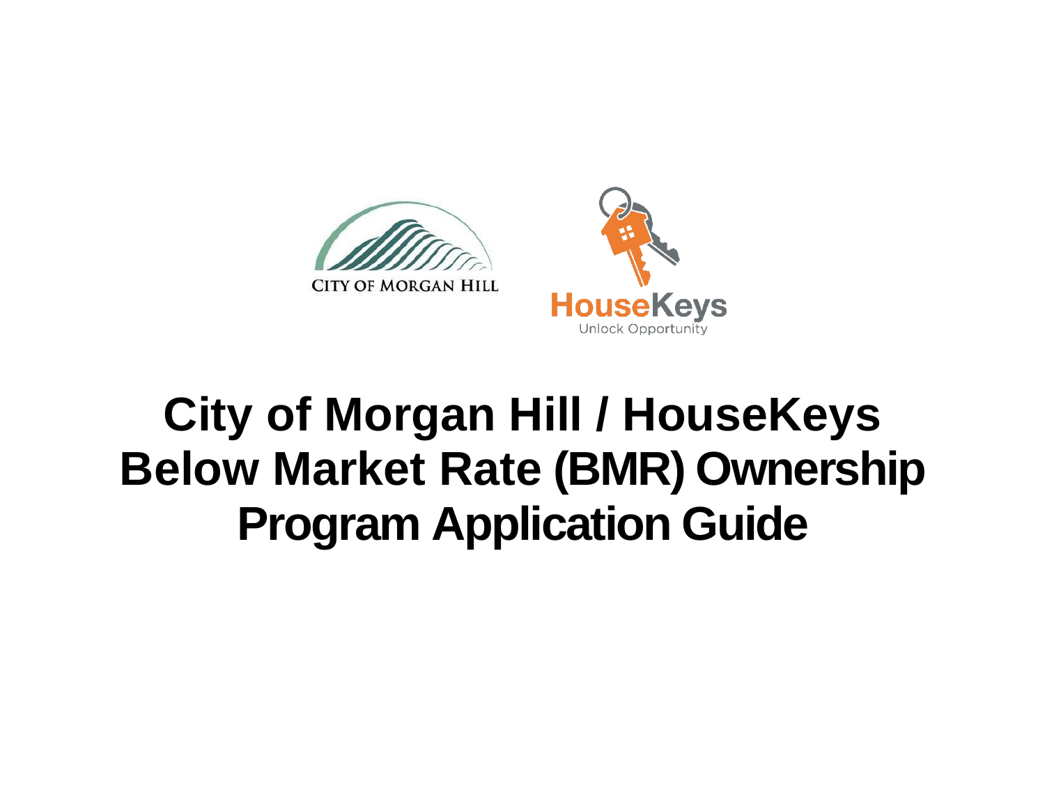CITY OF MORGAN HILL

HouseKeys
Unlock Opportunity

# City of Morgan Hill / HouseKeys Below Market Rate (BMR) Ownership Program Application Guide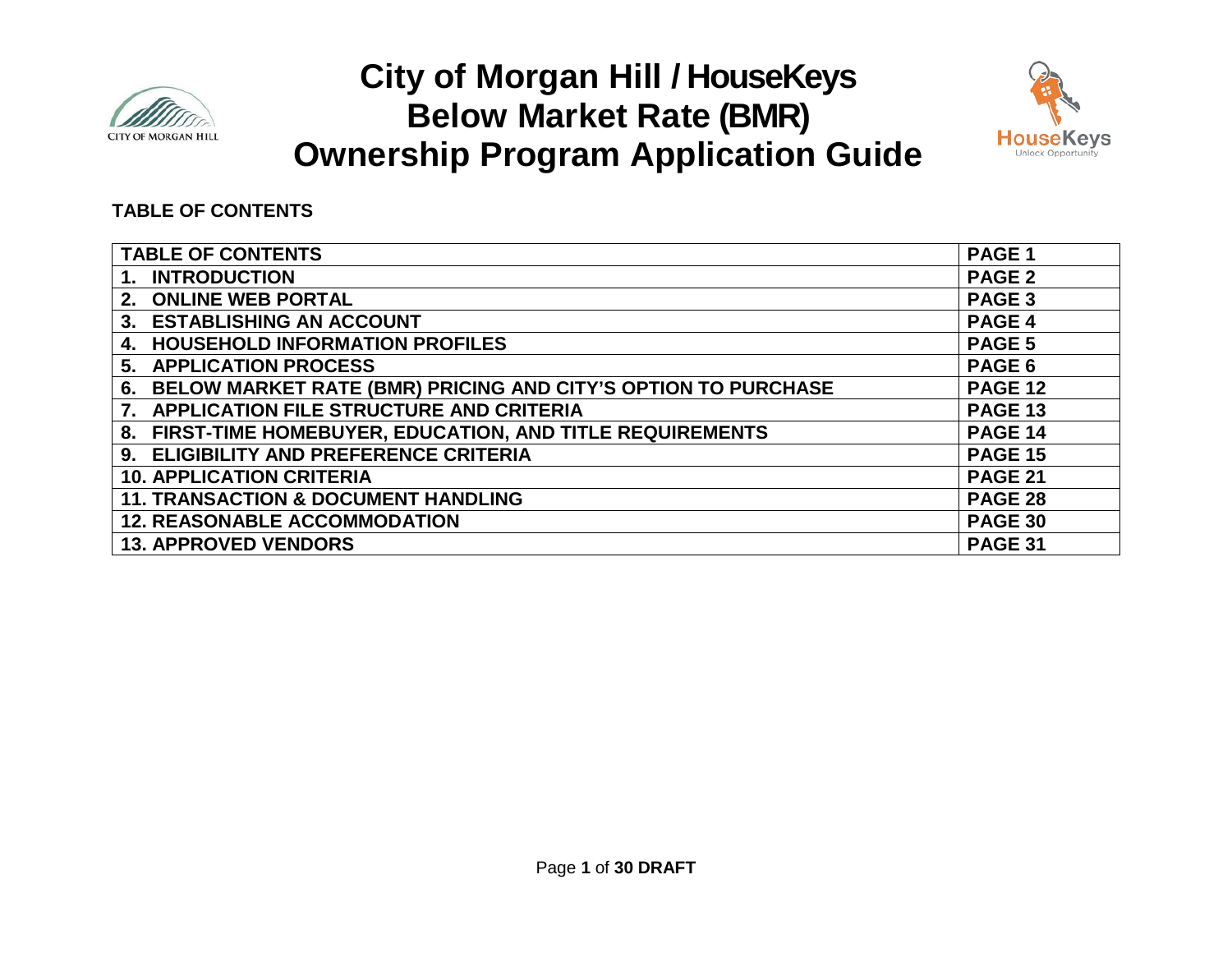# City of Morgan Hill / HouseKeys Below Market Rate (BMR) Ownership Program Application Guide

**TABLE OF CONTENTS**

| TABLE OF CONTENTS | PAGE 1 |
| --- | --- |
| 1. INTRODUCTION | PAGE 2 |
| 2. ONLINE WEB PORTAL | PAGE 3 |
| 3. ESTABLISHING AN ACCOUNT | PAGE 4 |
| 4. HOUSEHOLD INFORMATION PROFILES | PAGE 5 |
| 5. APPLICATION PROCESS | PAGE 6 |
| 6. BELOW MARKET RATE (BMR) PRICING AND CITY'S OPTION TO PURCHASE | PAGE 12 |
| 7. APPLICATION FILE STRUCTURE AND CRITERIA | PAGE 13 |
| 8. FIRST-TIME HOMEBUYER, EDUCATION, AND TITLE REQUIREMENTS | PAGE 14 |
| 9. ELIGIBILITY AND PREFERENCE CRITERIA | PAGE 15 |
| 10. APPLICATION CRITERIA | PAGE 21 |
| 11. TRANSACTION & DOCUMENT HANDLING | PAGE 28 |
| 12. REASONABLE ACCOMMODATION | PAGE 30 |
| 13. APPROVED VENDORS | PAGE 31 |

DRAFT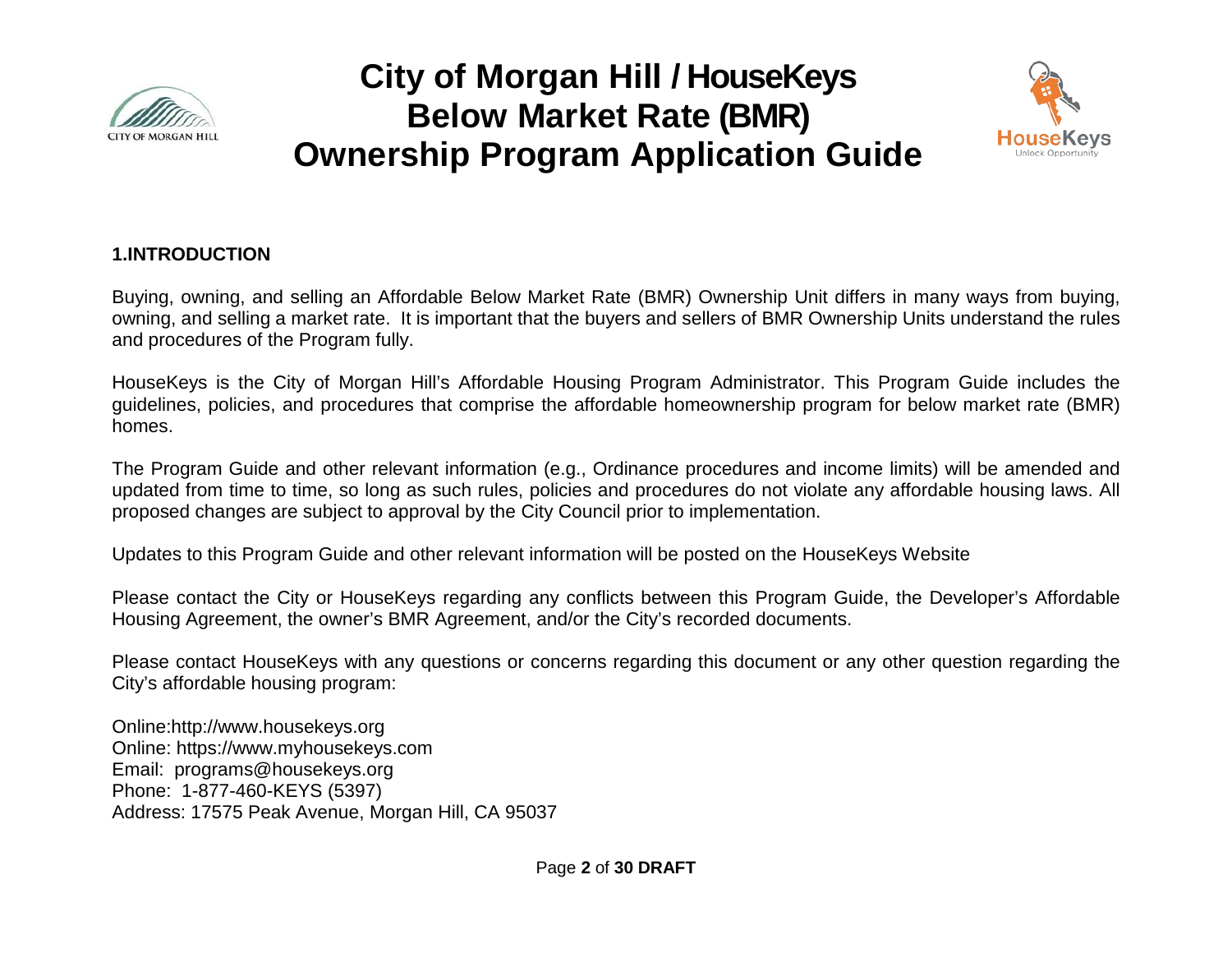# City of Morgan Hill / HouseKeys Below Market Rate (BMR) Ownership Program Application Guide

## 1.INTRODUCTION

Buying, owning, and selling an Affordable Below Market Rate (BMR) Ownership Unit differs in many ways from buying, owning, and selling a market rate. It is important that the buyers and sellers of BMR Ownership Units understand the rules and procedures of the Program fully.

HouseKeys is the City of Morgan Hill's Affordable Housing Program Administrator. This Program Guide includes the guidelines, policies, and procedures that comprise the affordable homeownership program for below market rate (BMR) homes.

The Program Guide and other relevant information (e.g., Ordinance procedures and income limits) will be amended and updated from time to time, so long as such rules, policies and procedures do not violate any affordable housing laws. All proposed changes are subject to approval by the City Council prior to implementation.

Updates to this Program Guide and other relevant information will be posted on the HouseKeys Website

Please contact the City or HouseKeys regarding any conflicts between this Program Guide, the Developer's Affordable Housing Agreement, the owner's BMR Agreement, and/or the City's recorded documents.

Please contact HouseKeys with any questions or concerns regarding this document or any other question regarding the City's affordable housing program:

Online:http://www.housekeys.org  
Online: https://www.myhousekeys.com  
Email: programs@housekeys.org  
Phone: 1-877-460-KEYS (5397)  
Address: 17575 Peak Avenue, Morgan Hill, CA 95037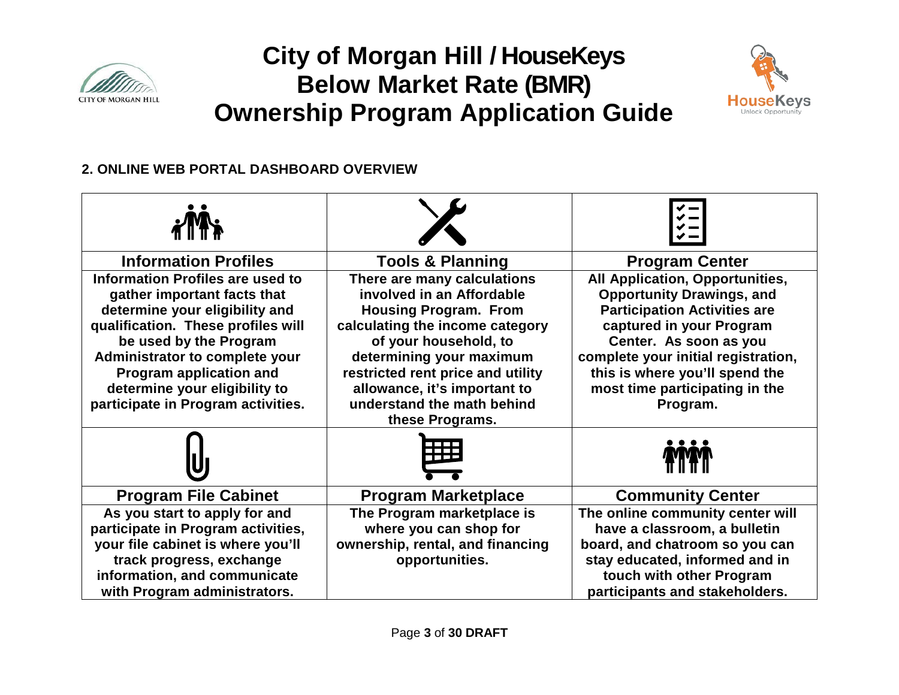# City of Morgan Hill / HouseKeys Below Market Rate (BMR) Ownership Program Application Guide

## 2. ONLINE WEB PORTAL DASHBOARD OVERVIEW

| Information Profiles | Tools & Planning | Program Center |
|---|---|---|
| Information Profiles are used to gather important facts that determine your eligibility and qualification. These profiles will be used by the Program Administrator to complete your Program application and determine your eligibility to participate in Program activities. | There are many calculations involved in an Affordable Housing Program. From calculating the income category of your household, to determining your maximum restricted rent price and utility allowance, it's important to understand the math behind these Programs. | All Application, Opportunities, Opportunity Drawings, and Participation Activities are captured in your Program Center. As soon as you complete your initial registration, this is where you'll spend the most time participating in the Program. |
| **Program File Cabinet** | **Program Marketplace** | **Community Center** |
| As you start to apply for and participate in Program activities, your file cabinet is where you'll track progress, exchange information, and communicate with Program administrators. | The Program marketplace is where you can shop for ownership, rental, and financing opportunities. | The online community center will have a classroom, a bulletin board, and chatroom so you can stay educated, informed and in touch with other Program participants and stakeholders. |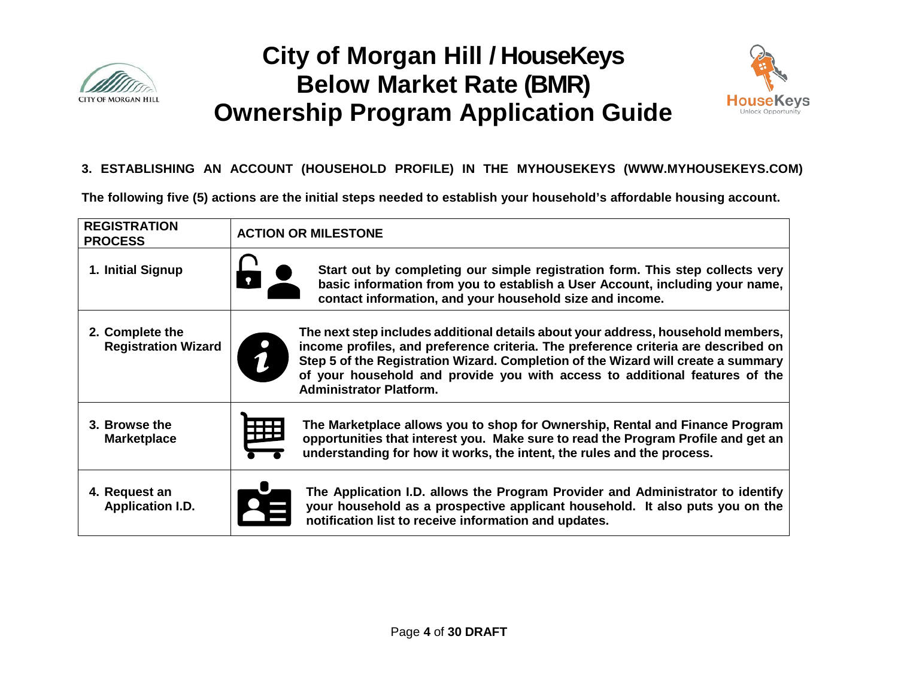### 3. ESTABLISHING AN ACCOUNT (HOUSEHOLD PROFILE) IN THE MYHOUSEKEYS (WWW.MYHOUSEKEYS.COM)

**The following five (5) actions are the initial steps needed to establish your household's affordable housing account.**

| REGISTRATION PROCESS | ACTION OR MILESTONE |
|---|---|
| 1. Initial Signup | Start out by completing our simple registration form. This step collects very basic information from you to establish a User Account, including your name, contact information, and your household size and income. |
| 2. Complete the Registration Wizard | The next step includes additional details about your address, household members, income profiles, and preference criteria. The preference criteria are described on Step 5 of the Registration Wizard. Completion of the Wizard will create a summary of your household and provide you with access to additional features of the Administrator Platform. |
| 3. Browse the Marketplace | The Marketplace allows you to shop for Ownership, Rental and Finance Program opportunities that interest you. Make sure to read the Program Profile and get an understanding for how it works, the intent, the rules and the process. |
| 4. Request an Application I.D. | The Application I.D. allows the Program Provider and Administrator to identify your household as a prospective applicant household. It also puts you on the notification list to receive information and updates. |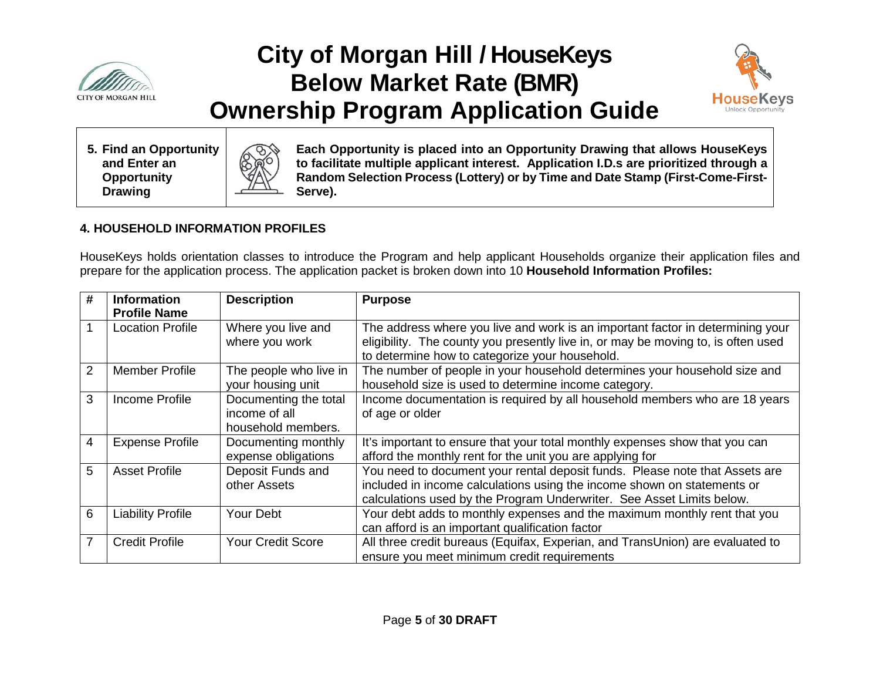| | | |
|---|---|---|
| 5. Find an Opportunity and Enter an Opportunity Drawing | | **Each Opportunity is placed into an Opportunity Drawing that allows HouseKeys to facilitate multiple applicant interest. Application I.D.s are prioritized through a Random Selection Process (Lottery) or by Time and Date Stamp (First-Come-First-Serve).** |

## 4. HOUSEHOLD INFORMATION PROFILES

HouseKeys holds orientation classes to introduce the Program and help applicant Households organize their application files and prepare for the application process. The application packet is broken down into 10 **Household Information Profiles:**

| # | Information Profile Name | Description | Purpose |
|---|---|---|---|
| 1 | Location Profile | Where you live and where you work | The address where you live and work is an important factor in determining your eligibility. The county you presently live in, or may be moving to, is often used to determine how to categorize your household. |
| 2 | Member Profile | The people who live in your housing unit | The number of people in your household determines your household size and household size is used to determine income category. |
| 3 | Income Profile | Documenting the total income of all household members. | Income documentation is required by all household members who are 18 years of age or older |
| 4 | Expense Profile | Documenting monthly expense obligations | It's important to ensure that your total monthly expenses show that you can afford the monthly rent for the unit you are applying for |
| 5 | Asset Profile | Deposit Funds and other Assets | You need to document your rental deposit funds. Please note that Assets are included in income calculations using the income shown on statements or calculations used by the Program Underwriter. See Asset Limits below. |
| 6 | Liability Profile | Your Debt | Your debt adds to monthly expenses and the maximum monthly rent that you can afford is an important qualification factor |
| 7 | Credit Profile | Your Credit Score | All three credit bureaus (Equifax, Experian, and TransUnion) are evaluated to ensure you meet minimum credit requirements |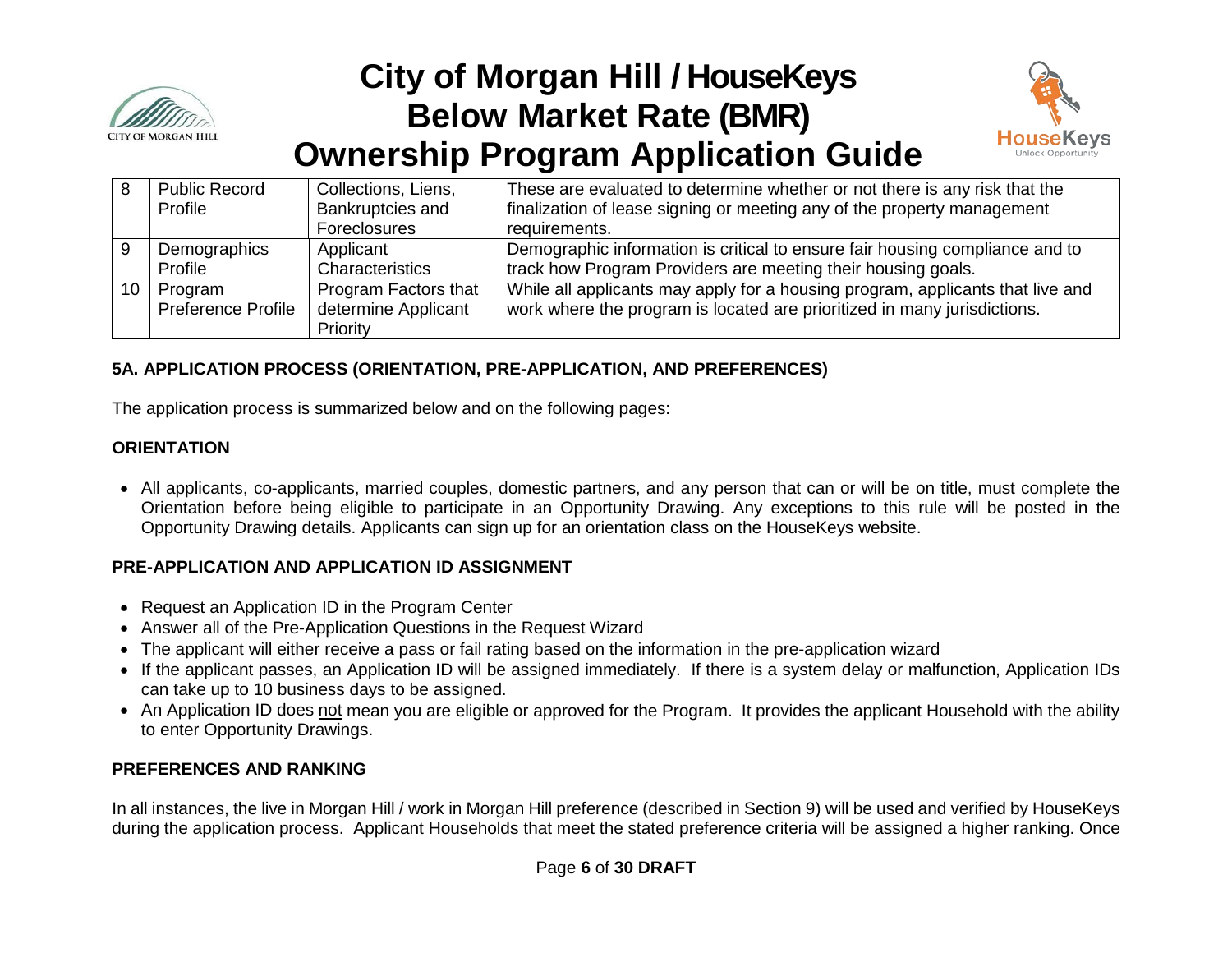| 8 | Public Record Profile | Collections, Liens, Bankruptcies and Foreclosures | These are evaluated to determine whether or not there is any risk that the finalization of lease signing or meeting any of the property management requirements. |
|---|---|---|---|
| 9 | Demographics Profile | Applicant Characteristics | Demographic information is critical to ensure fair housing compliance and to track how Program Providers are meeting their housing goals. |
| 10 | Program Preference Profile | Program Factors that determine Applicant Priority | While all applicants may apply for a housing program, applicants that live and work where the program is located are prioritized in many jurisdictions. |

### 5A. APPLICATION PROCESS (ORIENTATION, PRE-APPLICATION, AND PREFERENCES)

The application process is summarized below and on the following pages:

#### ORIENTATION

- All applicants, co-applicants, married couples, domestic partners, and any person that can or will be on title, must complete the Orientation before being eligible to participate in an Opportunity Drawing. Any exceptions to this rule will be posted in the Opportunity Drawing details. Applicants can sign up for an orientation class on the HouseKeys website.

#### PRE-APPLICATION AND APPLICATION ID ASSIGNMENT

- Request an Application ID in the Program Center
- Answer all of the Pre-Application Questions in the Request Wizard
- The applicant will either receive a pass or fail rating based on the information in the pre-application wizard
- If the applicant passes, an Application ID will be assigned immediately. If there is a system delay or malfunction, Application IDs can take up to 10 business days to be assigned.
- An Application ID does not mean you are eligible or approved for the Program. It provides the applicant Household with the ability to enter Opportunity Drawings.

#### PREFERENCES AND RANKING

In all instances, the live in Morgan Hill / work in Morgan Hill preference (described in Section 9) will be used and verified by HouseKeys during the application process. Applicant Households that meet the stated preference criteria will be assigned a higher ranking. Once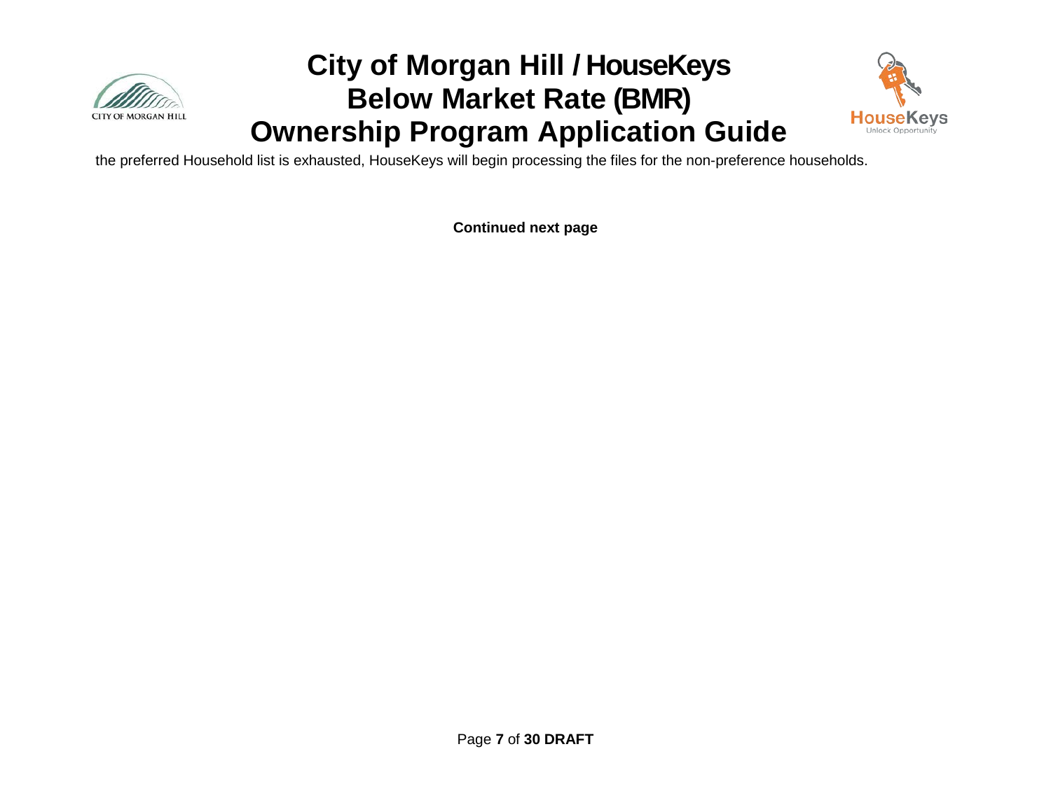the preferred Household list is exhausted, HouseKeys will begin processing the files for the non-preference households.

**Continued next page**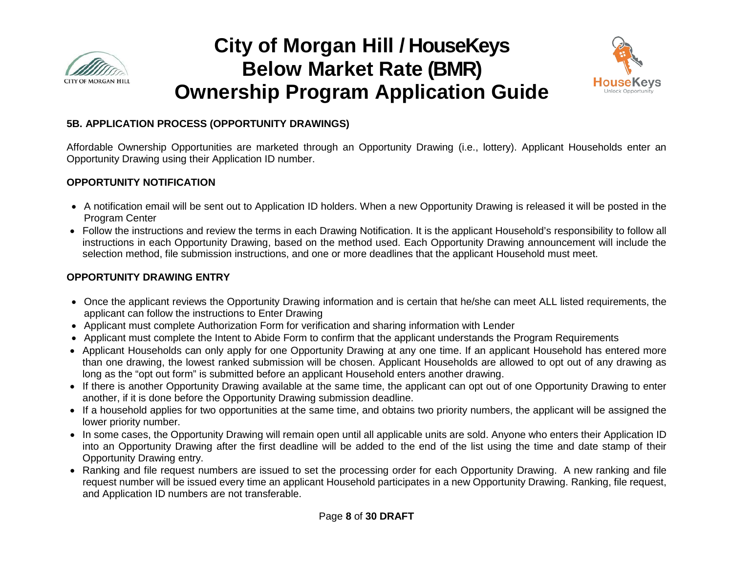## 5B. APPLICATION PROCESS (OPPORTUNITY DRAWINGS)

Affordable Ownership Opportunities are marketed through an Opportunity Drawing (i.e., lottery). Applicant Households enter an Opportunity Drawing using their Application ID number.

### OPPORTUNITY NOTIFICATION

- A notification email will be sent out to Application ID holders. When a new Opportunity Drawing is released it will be posted in the Program Center
- Follow the instructions and review the terms in each Drawing Notification. It is the applicant Household's responsibility to follow all instructions in each Opportunity Drawing, based on the method used. Each Opportunity Drawing announcement will include the selection method, file submission instructions, and one or more deadlines that the applicant Household must meet.

### OPPORTUNITY DRAWING ENTRY

- Once the applicant reviews the Opportunity Drawing information and is certain that he/she can meet ALL listed requirements, the applicant can follow the instructions to Enter Drawing
- Applicant must complete Authorization Form for verification and sharing information with Lender
- Applicant must complete the Intent to Abide Form to confirm that the applicant understands the Program Requirements
- Applicant Households can only apply for one Opportunity Drawing at any one time. If an applicant Household has entered more than one drawing, the lowest ranked submission will be chosen. Applicant Households are allowed to opt out of any drawing as long as the "opt out form" is submitted before an applicant Household enters another drawing.
- If there is another Opportunity Drawing available at the same time, the applicant can opt out of one Opportunity Drawing to enter another, if it is done before the Opportunity Drawing submission deadline.
- If a household applies for two opportunities at the same time, and obtains two priority numbers, the applicant will be assigned the lower priority number.
- In some cases, the Opportunity Drawing will remain open until all applicable units are sold. Anyone who enters their Application ID into an Opportunity Drawing after the first deadline will be added to the end of the list using the time and date stamp of their Opportunity Drawing entry.
- Ranking and file request numbers are issued to set the processing order for each Opportunity Drawing. A new ranking and file request number will be issued every time an applicant Household participates in a new Opportunity Drawing. Ranking, file request, and Application ID numbers are not transferable.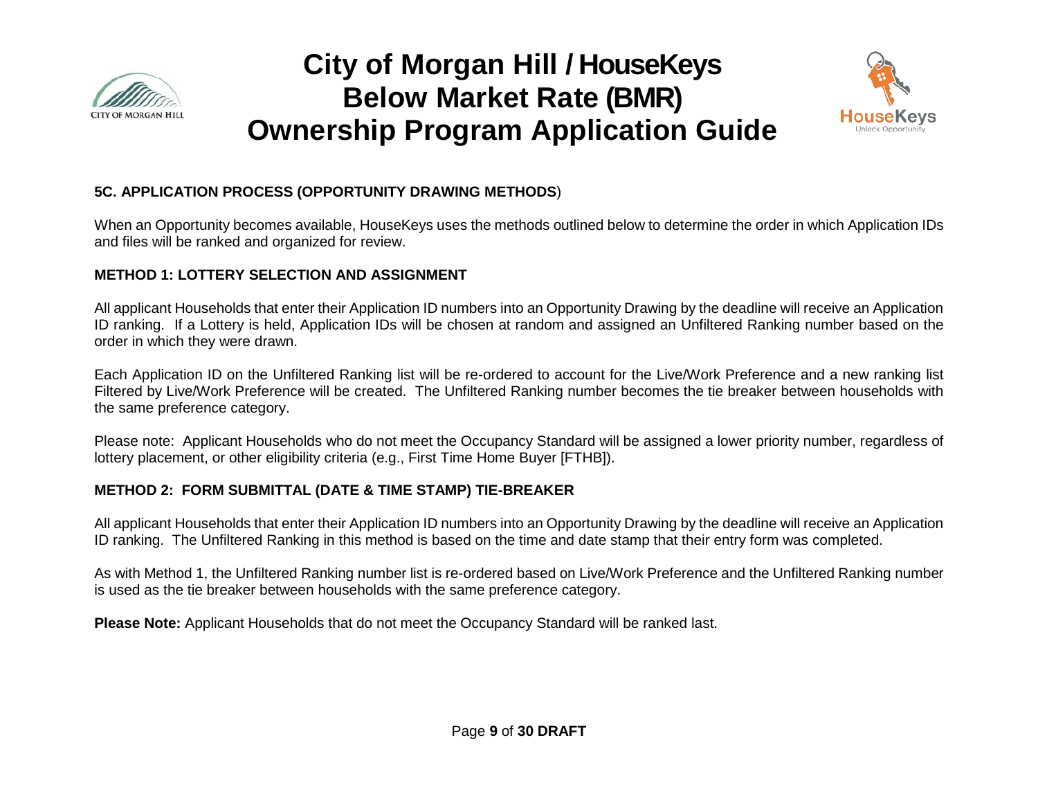#### 5C. APPLICATION PROCESS (OPPORTUNITY DRAWING METHODS)

When an Opportunity becomes available, HouseKeys uses the methods outlined below to determine the order in which Application IDs and files will be ranked and organized for review.

#### METHOD 1: LOTTERY SELECTION AND ASSIGNMENT

All applicant Households that enter their Application ID numbers into an Opportunity Drawing by the deadline will receive an Application ID ranking. If a Lottery is held, Application IDs will be chosen at random and assigned an Unfiltered Ranking number based on the order in which they were drawn.

Each Application ID on the Unfiltered Ranking list will be re-ordered to account for the Live/Work Preference and a new ranking list Filtered by Live/Work Preference will be created. The Unfiltered Ranking number becomes the tie breaker between households with the same preference category.

Please note: Applicant Households who do not meet the Occupancy Standard will be assigned a lower priority number, regardless of lottery placement, or other eligibility criteria (e.g., First Time Home Buyer [FTHB]).

#### METHOD 2: FORM SUBMITTAL (DATE & TIME STAMP) TIE-BREAKER

All applicant Households that enter their Application ID numbers into an Opportunity Drawing by the deadline will receive an Application ID ranking. The Unfiltered Ranking in this method is based on the time and date stamp that their entry form was completed.

As with Method 1, the Unfiltered Ranking number list is re-ordered based on Live/Work Preference and the Unfiltered Ranking number is used as the tie breaker between households with the same preference category.

**Please Note:** Applicant Households that do not meet the Occupancy Standard will be ranked last.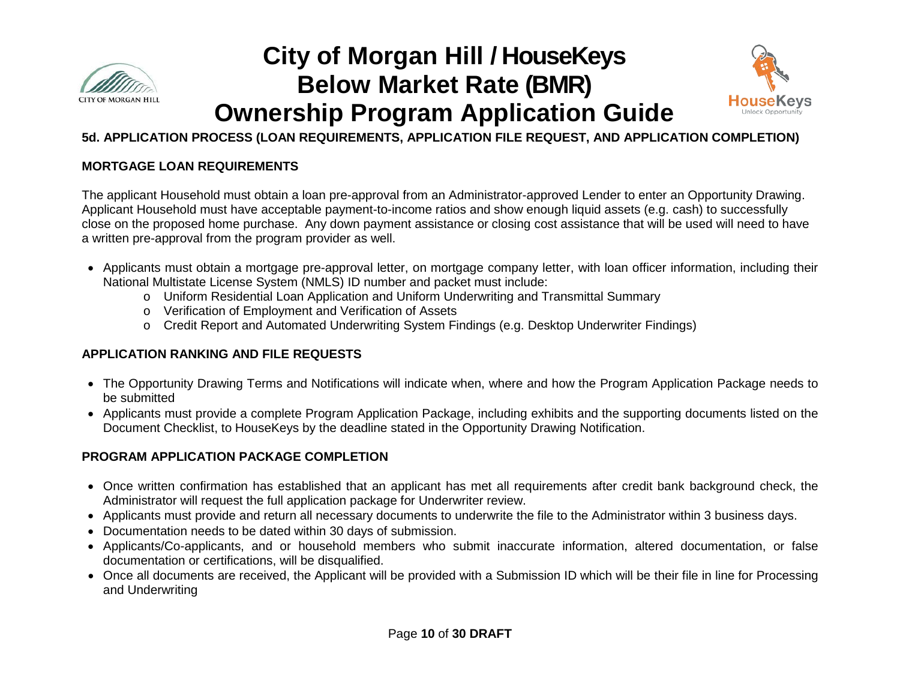### 5d. APPLICATION PROCESS (LOAN REQUIREMENTS, APPLICATION FILE REQUEST, AND APPLICATION COMPLETION)

#### MORTGAGE LOAN REQUIREMENTS

The applicant Household must obtain a loan pre-approval from an Administrator-approved Lender to enter an Opportunity Drawing. Applicant Household must have acceptable payment-to-income ratios and show enough liquid assets (e.g. cash) to successfully close on the proposed home purchase. Any down payment assistance or closing cost assistance that will be used will need to have a written pre-approval from the program provider as well.

- Applicants must obtain a mortgage pre-approval letter, on mortgage company letter, with loan officer information, including their National Multistate License System (NMLS) ID number and packet must include:
  - Uniform Residential Loan Application and Uniform Underwriting and Transmittal Summary
  - Verification of Employment and Verification of Assets
  - Credit Report and Automated Underwriting System Findings (e.g. Desktop Underwriter Findings)

#### APPLICATION RANKING AND FILE REQUESTS

- The Opportunity Drawing Terms and Notifications will indicate when, where and how the Program Application Package needs to be submitted
- Applicants must provide a complete Program Application Package, including exhibits and the supporting documents listed on the Document Checklist, to HouseKeys by the deadline stated in the Opportunity Drawing Notification.

#### PROGRAM APPLICATION PACKAGE COMPLETION

- Once written confirmation has established that an applicant has met all requirements after credit bank background check, the Administrator will request the full application package for Underwriter review.
- Applicants must provide and return all necessary documents to underwrite the file to the Administrator within 3 business days.
- Documentation needs to be dated within 30 days of submission.
- Applicants/Co-applicants, and or household members who submit inaccurate information, altered documentation, or false documentation or certifications, will be disqualified.
- Once all documents are received, the Applicant will be provided with a Submission ID which will be their file in line for Processing and Underwriting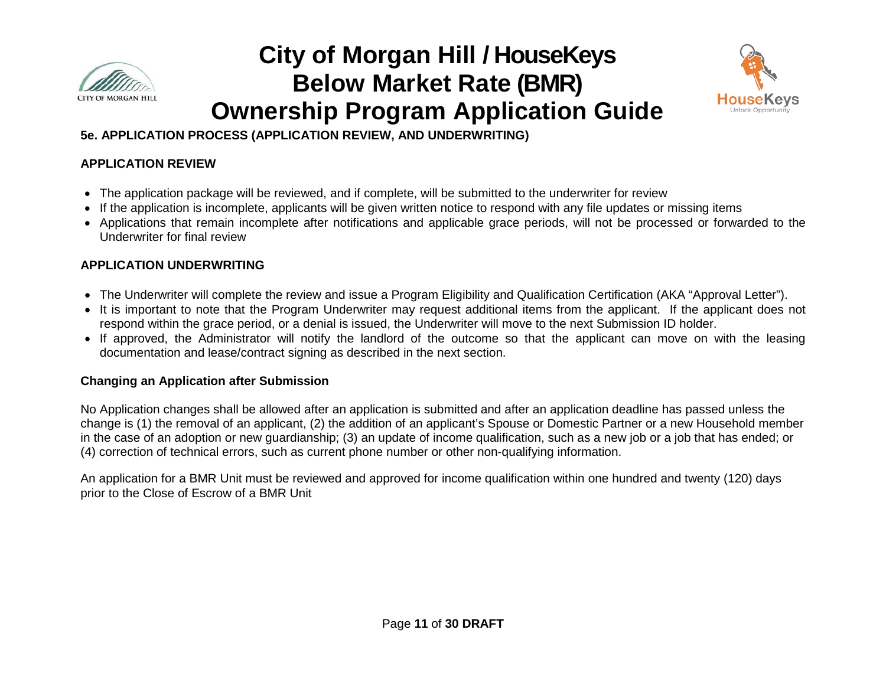### 5e. APPLICATION PROCESS (APPLICATION REVIEW, AND UNDERWRITING)

#### APPLICATION REVIEW

- The application package will be reviewed, and if complete, will be submitted to the underwriter for review
- If the application is incomplete, applicants will be given written notice to respond with any file updates or missing items
- Applications that remain incomplete after notifications and applicable grace periods, will not be processed or forwarded to the Underwriter for final review

#### APPLICATION UNDERWRITING

- The Underwriter will complete the review and issue a Program Eligibility and Qualification Certification (AKA "Approval Letter").
- It is important to note that the Program Underwriter may request additional items from the applicant. If the applicant does not respond within the grace period, or a denial is issued, the Underwriter will move to the next Submission ID holder.
- If approved, the Administrator will notify the landlord of the outcome so that the applicant can move on with the leasing documentation and lease/contract signing as described in the next section.

#### Changing an Application after Submission

No Application changes shall be allowed after an application is submitted and after an application deadline has passed unless the change is (1) the removal of an applicant, (2) the addition of an applicant's Spouse or Domestic Partner or a new Household member in the case of an adoption or new guardianship; (3) an update of income qualification, such as a new job or a job that has ended; or (4) correction of technical errors, such as current phone number or other non-qualifying information.

An application for a BMR Unit must be reviewed and approved for income qualification within one hundred and twenty (120) days prior to the Close of Escrow of a BMR Unit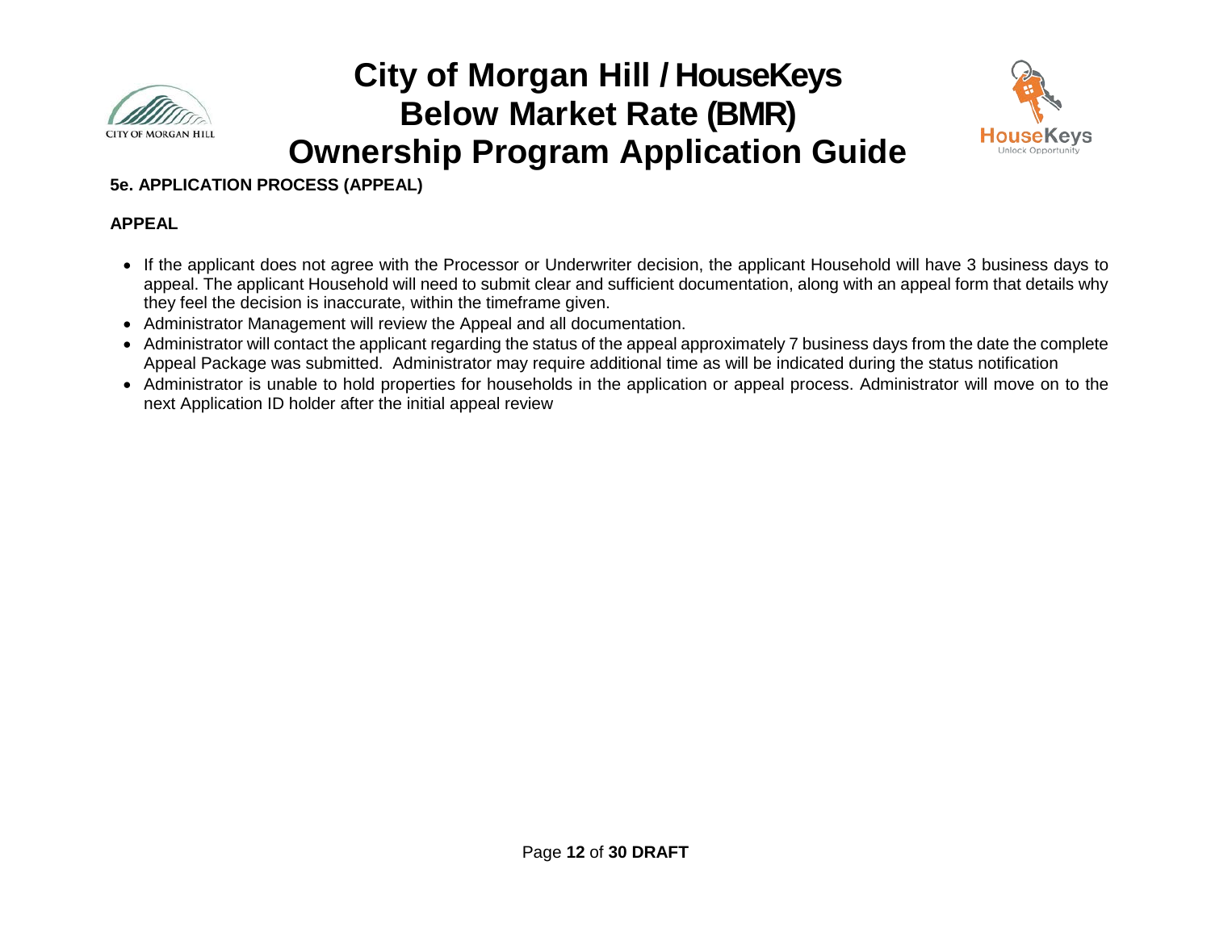## 5e. APPLICATION PROCESS (APPEAL)

### APPEAL

- If the applicant does not agree with the Processor or Underwriter decision, the applicant Household will have 3 business days to appeal. The applicant Household will need to submit clear and sufficient documentation, along with an appeal form that details why they feel the decision is inaccurate, within the timeframe given.
- Administrator Management will review the Appeal and all documentation.
- Administrator will contact the applicant regarding the status of the appeal approximately 7 business days from the date the complete Appeal Package was submitted. Administrator may require additional time as will be indicated during the status notification
- Administrator is unable to hold properties for households in the application or appeal process. Administrator will move on to the next Application ID holder after the initial appeal review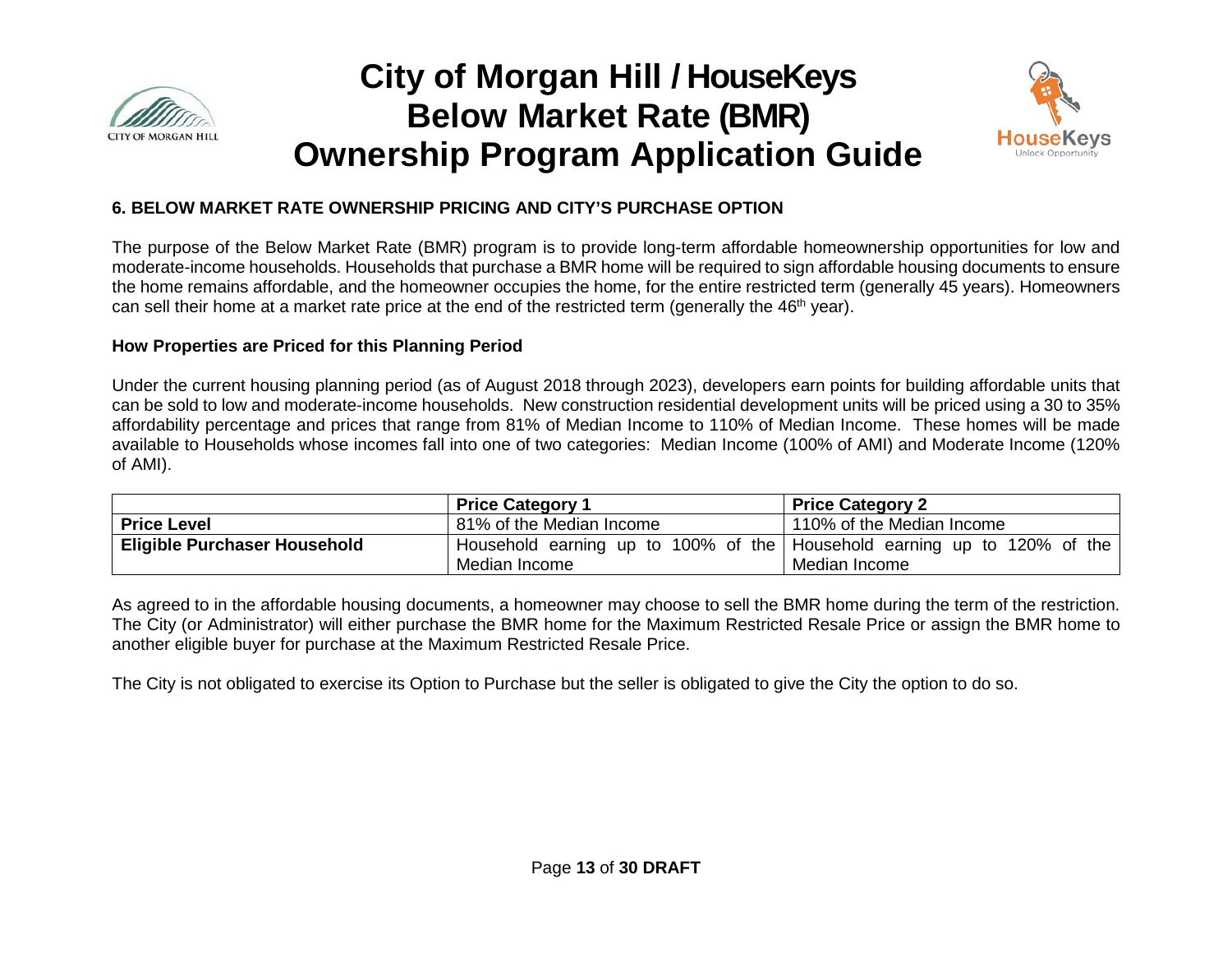## 6. BELOW MARKET RATE OWNERSHIP PRICING AND CITY'S PURCHASE OPTION

The purpose of the Below Market Rate (BMR) program is to provide long-term affordable homeownership opportunities for low and moderate-income households. Households that purchase a BMR home will be required to sign affordable housing documents to ensure the home remains affordable, and the homeowner occupies the home, for the entire restricted term (generally 45 years). Homeowners can sell their home at a market rate price at the end of the restricted term (generally the 46th year).

### How Properties are Priced for this Planning Period

Under the current housing planning period (as of August 2018 through 2023), developers earn points for building affordable units that can be sold to low and moderate-income households. New construction residential development units will be priced using a 30 to 35% affordability percentage and prices that range from 81% of Median Income to 110% of Median Income. These homes will be made available to Households whose incomes fall into one of two categories: Median Income (100% of AMI) and Moderate Income (120% of AMI).

| | **Price Category 1** | **Price Category 2** |
|---|---|---|
| **Price Level** | 81% of the Median Income | 110% of the Median Income |
| **Eligible Purchaser Household** | Household earning up to 100% of the Median Income | Household earning up to 120% of the Median Income |

As agreed to in the affordable housing documents, a homeowner may choose to sell the BMR home during the term of the restriction. The City (or Administrator) will either purchase the BMR home for the Maximum Restricted Resale Price or assign the BMR home to another eligible buyer for purchase at the Maximum Restricted Resale Price.

The City is not obligated to exercise its Option to Purchase but the seller is obligated to give the City the option to do so.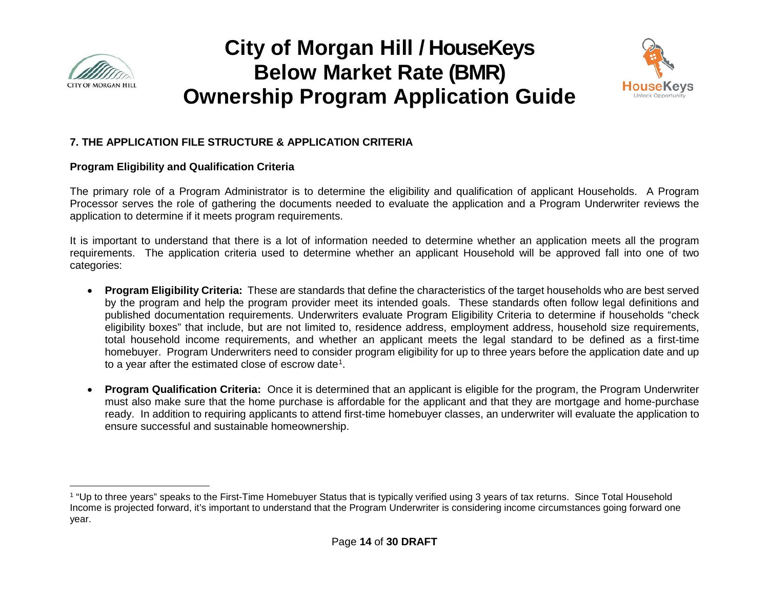## 7. THE APPLICATION FILE STRUCTURE & APPLICATION CRITERIA

### Program Eligibility and Qualification Criteria

The primary role of a Program Administrator is to determine the eligibility and qualification of applicant Households. A Program Processor serves the role of gathering the documents needed to evaluate the application and a Program Underwriter reviews the application to determine if it meets program requirements.

It is important to understand that there is a lot of information needed to determine whether an application meets all the program requirements. The application criteria used to determine whether an applicant Household will be approved fall into one of two categories:

- **Program Eligibility Criteria:** These are standards that define the characteristics of the target households who are best served by the program and help the program provider meet its intended goals. These standards often follow legal definitions and published documentation requirements. Underwriters evaluate Program Eligibility Criteria to determine if households "check eligibility boxes" that include, but are not limited to, residence address, employment address, household size requirements, total household income requirements, and whether an applicant meets the legal standard to be defined as a first-time homebuyer. Program Underwriters need to consider program eligibility for up to three years before the application date and up to a year after the estimated close of escrow date[1].

- **Program Qualification Criteria:** Once it is determined that an applicant is eligible for the program, the Program Underwriter must also make sure that the home purchase is affordable for the applicant and that they are mortgage and home-purchase ready. In addition to requiring applicants to attend first-time homebuyer classes, an underwriter will evaluate the application to ensure successful and sustainable homeownership.

[1] "Up to three years" speaks to the First-Time Homebuyer Status that is typically verified using 3 years of tax returns. Since Total Household Income is projected forward, it's important to understand that the Program Underwriter is considering income circumstances going forward one year.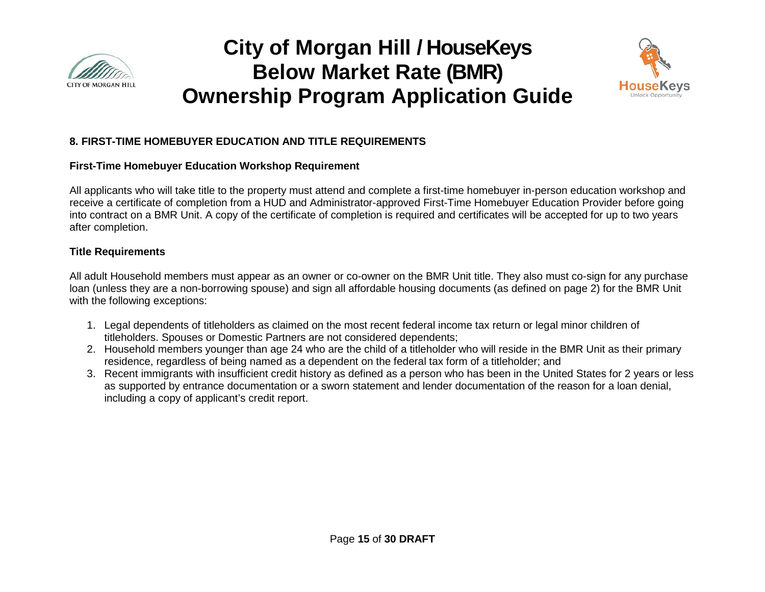## 8. FIRST-TIME HOMEBUYER EDUCATION AND TITLE REQUIREMENTS

### First-Time Homebuyer Education Workshop Requirement

All applicants who will take title to the property must attend and complete a first-time homebuyer in-person education workshop and receive a certificate of completion from a HUD and Administrator-approved First-Time Homebuyer Education Provider before going into contract on a BMR Unit. A copy of the certificate of completion is required and certificates will be accepted for up to two years after completion.

### Title Requirements

All adult Household members must appear as an owner or co-owner on the BMR Unit title. They also must co-sign for any purchase loan (unless they are a non-borrowing spouse) and sign all affordable housing documents (as defined on page 2) for the BMR Unit with the following exceptions:

1. Legal dependents of titleholders as claimed on the most recent federal income tax return or legal minor children of titleholders. Spouses or Domestic Partners are not considered dependents;
2. Household members younger than age 24 who are the child of a titleholder who will reside in the BMR Unit as their primary residence, regardless of being named as a dependent on the federal tax form of a titleholder; and
3. Recent immigrants with insufficient credit history as defined as a person who has been in the United States for 2 years or less as supported by entrance documentation or a sworn statement and lender documentation of the reason for a loan denial, including a copy of applicant's credit report.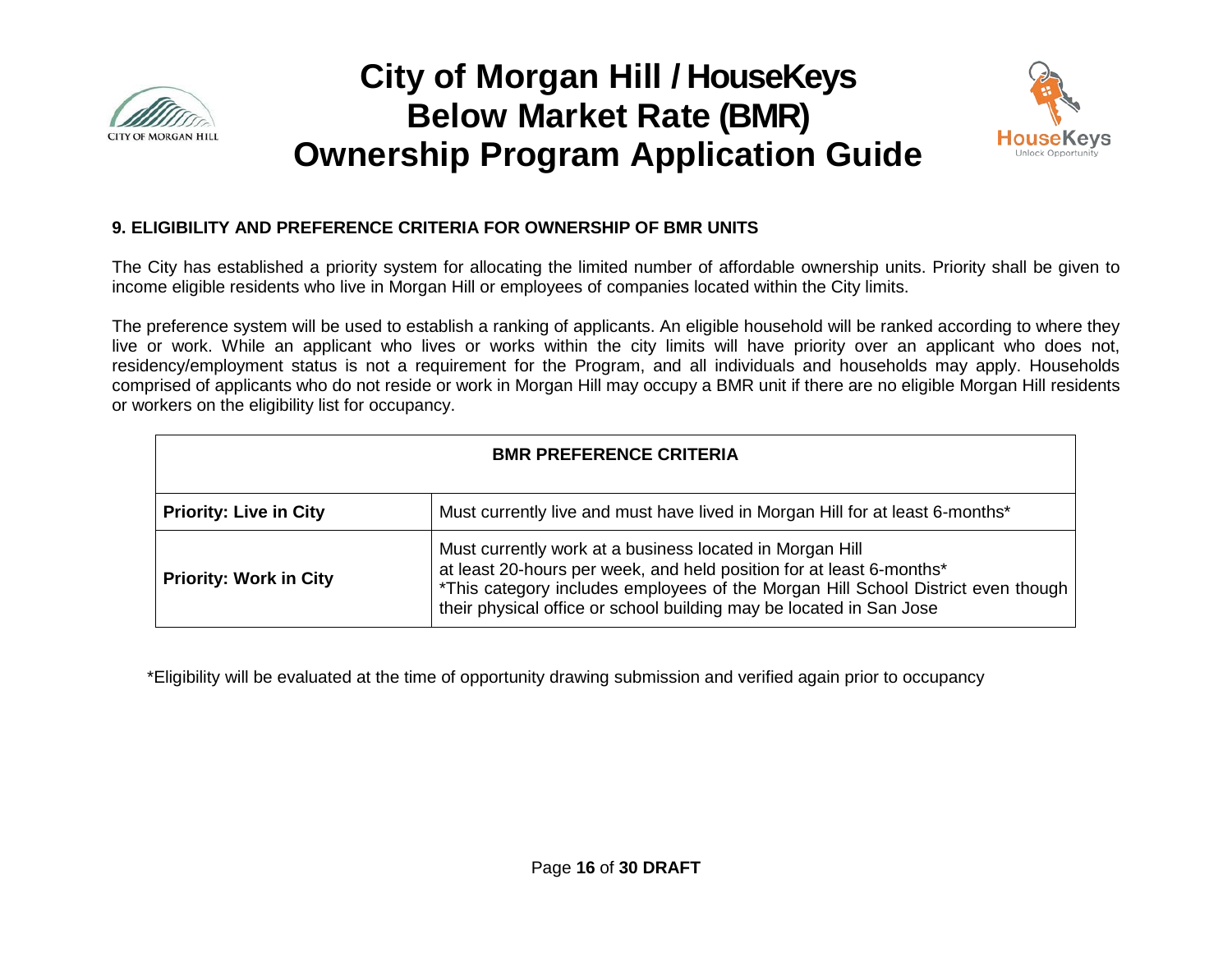### 9. ELIGIBILITY AND PREFERENCE CRITERIA FOR OWNERSHIP OF BMR UNITS

The City has established a priority system for allocating the limited number of affordable ownership units. Priority shall be given to income eligible residents who live in Morgan Hill or employees of companies located within the City limits.

The preference system will be used to establish a ranking of applicants. An eligible household will be ranked according to where they live or work. While an applicant who lives or works within the city limits will have priority over an applicant who does not, residency/employment status is not a requirement for the Program, and all individuals and households may apply. Households comprised of applicants who do not reside or work in Morgan Hill may occupy a BMR unit if there are no eligible Morgan Hill residents or workers on the eligibility list for occupancy.

| BMR PREFERENCE CRITERIA | |
|---|---|
| **Priority: Live in City** | Must currently live and must have lived in Morgan Hill for at least 6-months* |
| **Priority: Work in City** | Must currently work at a business located in Morgan Hill at least 20-hours per week, and held position for at least 6-months* *This category includes employees of the Morgan Hill School District even though their physical office or school building may be located in San Jose |

*Eligibility will be evaluated at the time of opportunity drawing submission and verified again prior to occupancy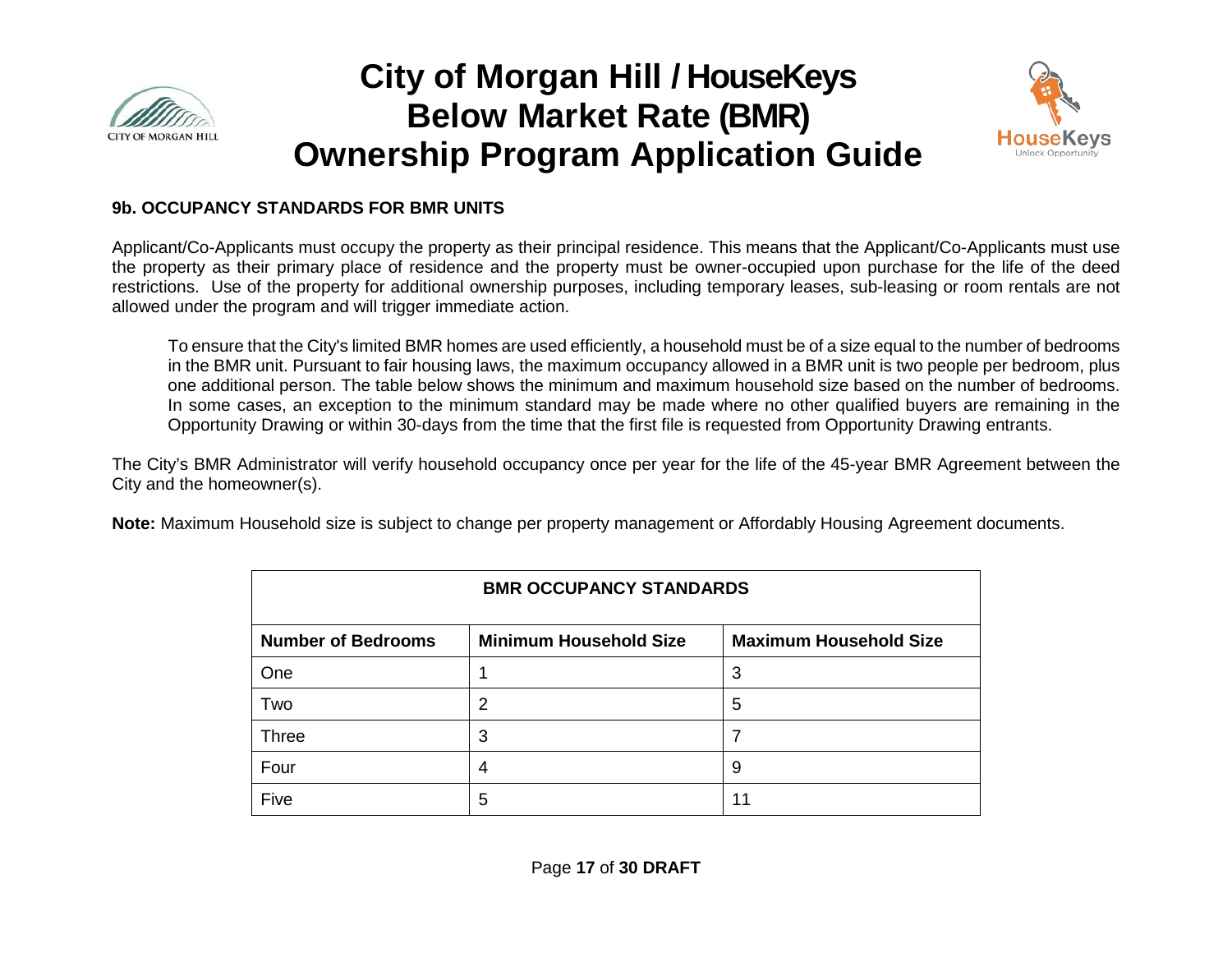### 9b. OCCUPANCY STANDARDS FOR BMR UNITS

Applicant/Co-Applicants must occupy the property as their principal residence. This means that the Applicant/Co-Applicants must use the property as their primary place of residence and the property must be owner-occupied upon purchase for the life of the deed restrictions. Use of the property for additional ownership purposes, including temporary leases, sub-leasing or room rentals are not allowed under the program and will trigger immediate action.

> To ensure that the City's limited BMR homes are used efficiently, a household must be of a size equal to the number of bedrooms in the BMR unit. Pursuant to fair housing laws, the maximum occupancy allowed in a BMR unit is two people per bedroom, plus one additional person. The table below shows the minimum and maximum household size based on the number of bedrooms. In some cases, an exception to the minimum standard may be made where no other qualified buyers are remaining in the Opportunity Drawing or within 30-days from the time that the first file is requested from Opportunity Drawing entrants.

The City's BMR Administrator will verify household occupancy once per year for the life of the 45-year BMR Agreement between the City and the homeowner(s).

**Note:** Maximum Household size is subject to change per property management or Affordably Housing Agreement documents.

| BMR OCCUPANCY STANDARDS | | |
|---|---|---|
| **Number of Bedrooms** | **Minimum Household Size** | **Maximum Household Size** |
| One | 1 | 3 |
| Two | 2 | 5 |
| Three | 3 | 7 |
| Four | 4 | 9 |
| Five | 5 | 11 |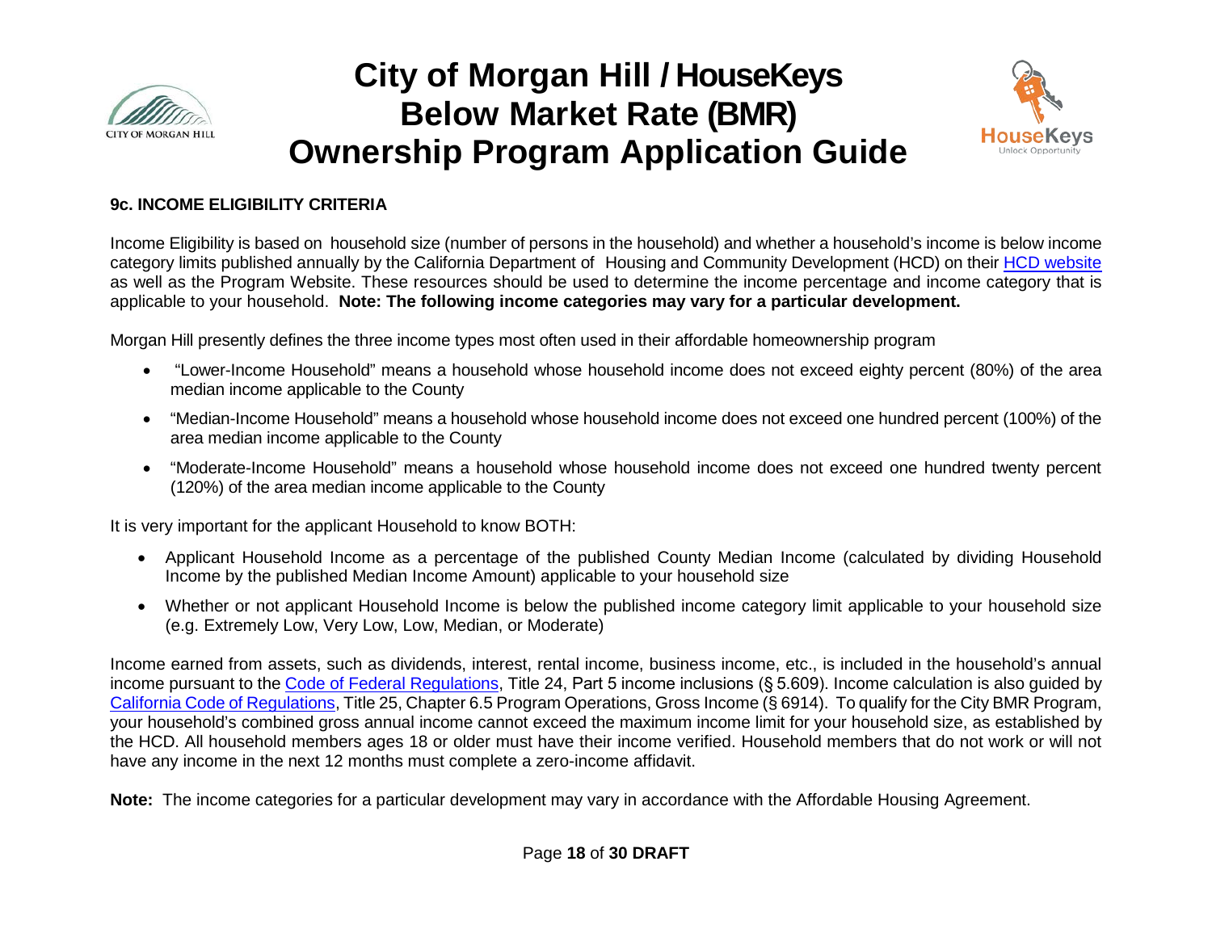### 9c. INCOME ELIGIBILITY CRITERIA

Income Eligibility is based on household size (number of persons in the household) and whether a household's income is below income category limits published annually by the California Department of Housing and Community Development (HCD) on their [HCD website](HCD website) as well as the Program Website. These resources should be used to determine the income percentage and income category that is applicable to your household. **Note: The following income categories may vary for a particular development.**

Morgan Hill presently defines the three income types most often used in their affordable homeownership program

- "Lower-Income Household" means a household whose household income does not exceed eighty percent (80%) of the area median income applicable to the County
- "Median-Income Household" means a household whose household income does not exceed one hundred percent (100%) of the area median income applicable to the County
- "Moderate-Income Household" means a household whose household income does not exceed one hundred twenty percent (120%) of the area median income applicable to the County

It is very important for the applicant Household to know BOTH:

- Applicant Household Income as a percentage of the published County Median Income (calculated by dividing Household Income by the published Median Income Amount) applicable to your household size
- Whether or not applicant Household Income is below the published income category limit applicable to your household size (e.g. Extremely Low, Very Low, Low, Median, or Moderate)

Income earned from assets, such as dividends, interest, rental income, business income, etc., is included in the household's annual income pursuant to the Code of Federal Regulations, Title 24, Part 5 income inclusions (§ 5.609). Income calculation is also guided by California Code of Regulations, Title 25, Chapter 6.5 Program Operations, Gross Income (§ 6914). To qualify for the City BMR Program, your household's combined gross annual income cannot exceed the maximum income limit for your household size, as established by the HCD. All household members ages 18 or older must have their income verified. Household members that do not work or will not have any income in the next 12 months must complete a zero-income affidavit.

**Note:** The income categories for a particular development may vary in accordance with the Affordable Housing Agreement.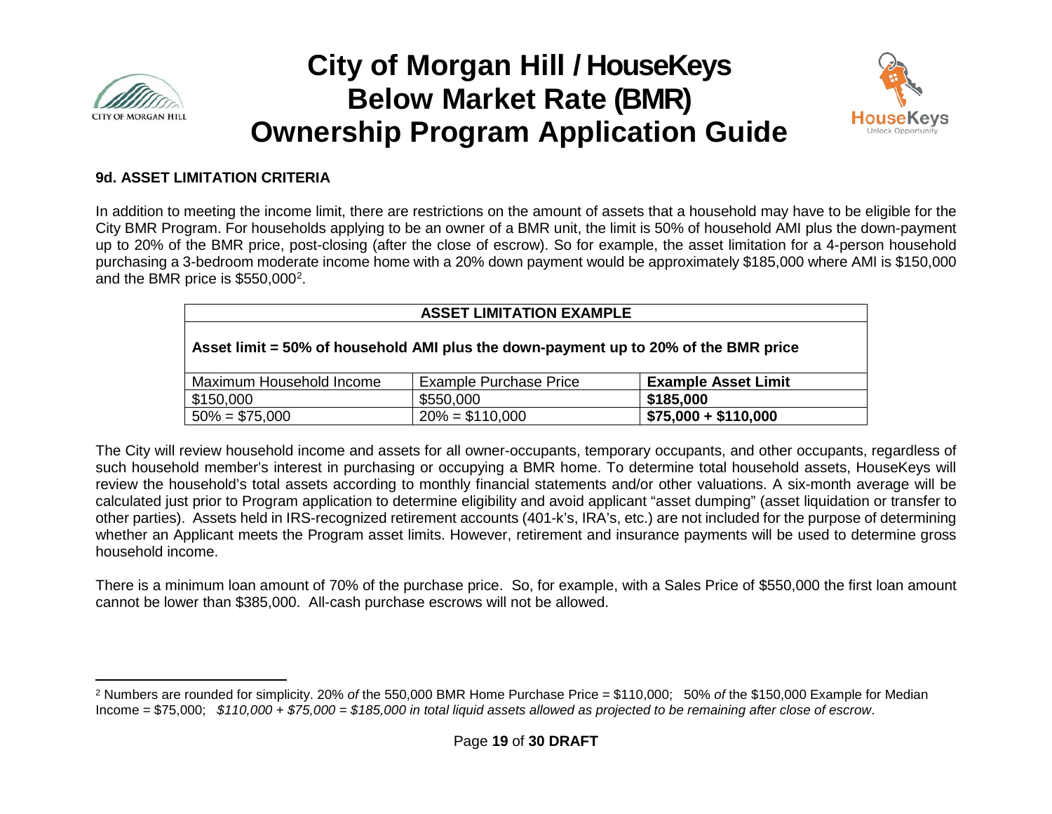### 9d. ASSET LIMITATION CRITERIA

In addition to meeting the income limit, there are restrictions on the amount of assets that a household may have to be eligible for the City BMR Program. For households applying to be an owner of a BMR unit, the limit is 50% of household AMI plus the down-payment up to 20% of the BMR price, post-closing (after the close of escrow). So for example, the asset limitation for a 4-person household purchasing a 3-bedroom moderate income home with a 20% down payment would be approximately $185,000 where AMI is $150,000 and the BMR price is $550,000[2].

| ASSET LIMITATION EXAMPLE | | |
|---|---|---|
| **Asset limit = 50% of household AMI plus the down-payment up to 20% of the BMR price** | | |
| Maximum Household Income | Example Purchase Price | **Example Asset Limit** |
| $150,000 | $550,000 | **$185,000** |
| 50% = $75,000 | 20% = $110,000 | **$75,000 + $110,000** |

The City will review household income and assets for all owner-occupants, temporary occupants, and other occupants, regardless of such household member's interest in purchasing or occupying a BMR home. To determine total household assets, HouseKeys will review the household's total assets according to monthly financial statements and/or other valuations. A six-month average will be calculated just prior to Program application to determine eligibility and avoid applicant "asset dumping" (asset liquidation or transfer to other parties). Assets held in IRS-recognized retirement accounts (401-k's, IRA's, etc.) are not included for the purpose of determining whether an Applicant meets the Program asset limits. However, retirement and insurance payments will be used to determine gross household income.

There is a minimum loan amount of 70% of the purchase price. So, for example, with a Sales Price of $550,000 the first loan amount cannot be lower than $385,000. All-cash purchase escrows will not be allowed.

---

[2] Numbers are rounded for simplicity. 20% *of* the 550,000 BMR Home Purchase Price = $110,000; 50% *of* the $150,000 Example for Median Income = $75,000; *$110,000 + $75,000 = $185,000 in total liquid assets allowed as projected to be remaining after close of escrow*.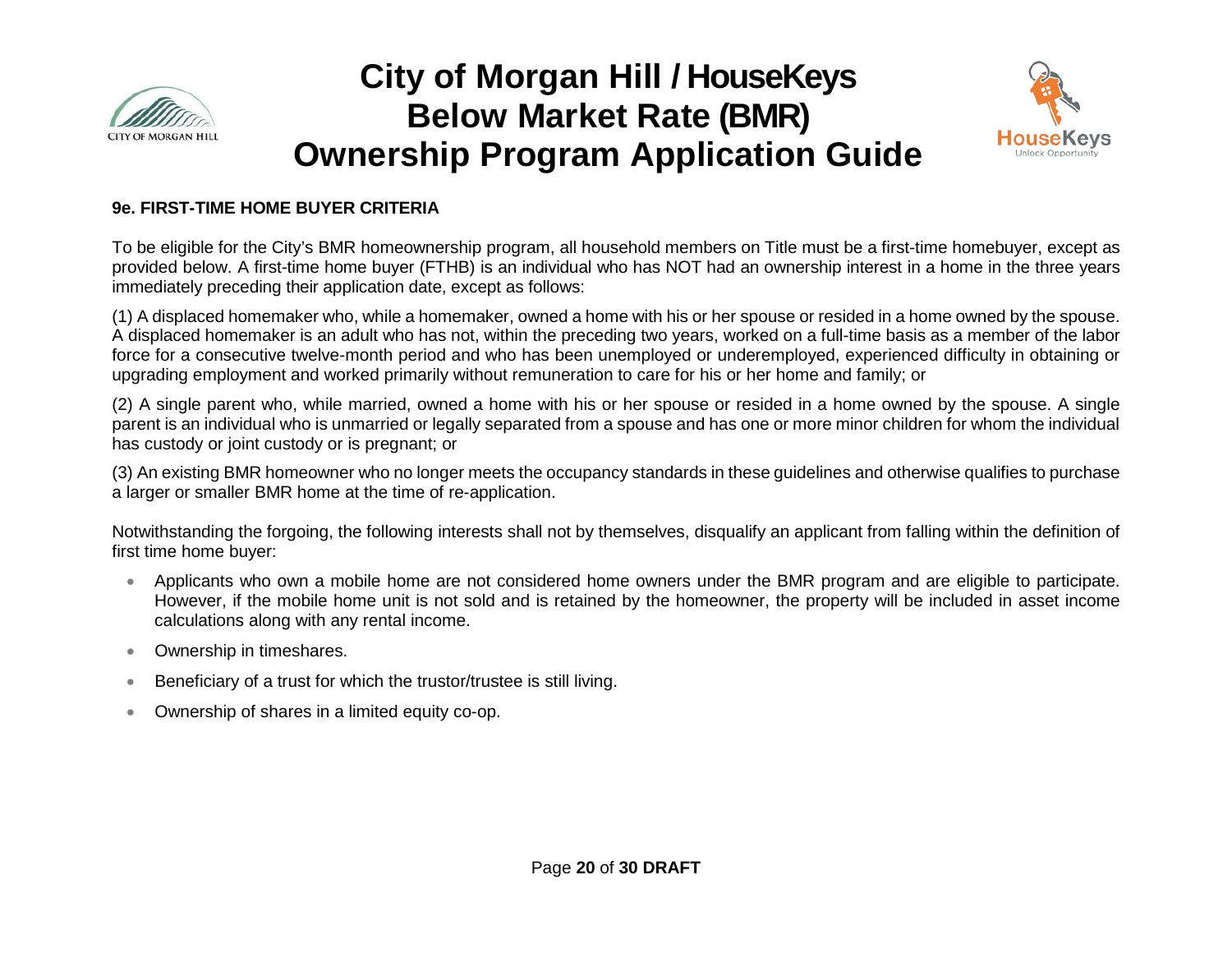### 9e. FIRST-TIME HOME BUYER CRITERIA

To be eligible for the City's BMR homeownership program, all household members on Title must be a first-time homebuyer, except as provided below. A first-time home buyer (FTHB) is an individual who has NOT had an ownership interest in a home in the three years immediately preceding their application date, except as follows:

(1) A displaced homemaker who, while a homemaker, owned a home with his or her spouse or resided in a home owned by the spouse. A displaced homemaker is an adult who has not, within the preceding two years, worked on a full-time basis as a member of the labor force for a consecutive twelve-month period and who has been unemployed or underemployed, experienced difficulty in obtaining or upgrading employment and worked primarily without remuneration to care for his or her home and family; or

(2) A single parent who, while married, owned a home with his or her spouse or resided in a home owned by the spouse. A single parent is an individual who is unmarried or legally separated from a spouse and has one or more minor children for whom the individual has custody or joint custody or is pregnant; or

(3) An existing BMR homeowner who no longer meets the occupancy standards in these guidelines and otherwise qualifies to purchase a larger or smaller BMR home at the time of re-application.

Notwithstanding the forgoing, the following interests shall not by themselves, disqualify an applicant from falling within the definition of first time home buyer:

- Applicants who own a mobile home are not considered home owners under the BMR program and are eligible to participate. However, if the mobile home unit is not sold and is retained by the homeowner, the property will be included in asset income calculations along with any rental income.
- Ownership in timeshares.
- Beneficiary of a trust for which the trustor/trustee is still living.
- Ownership of shares in a limited equity co-op.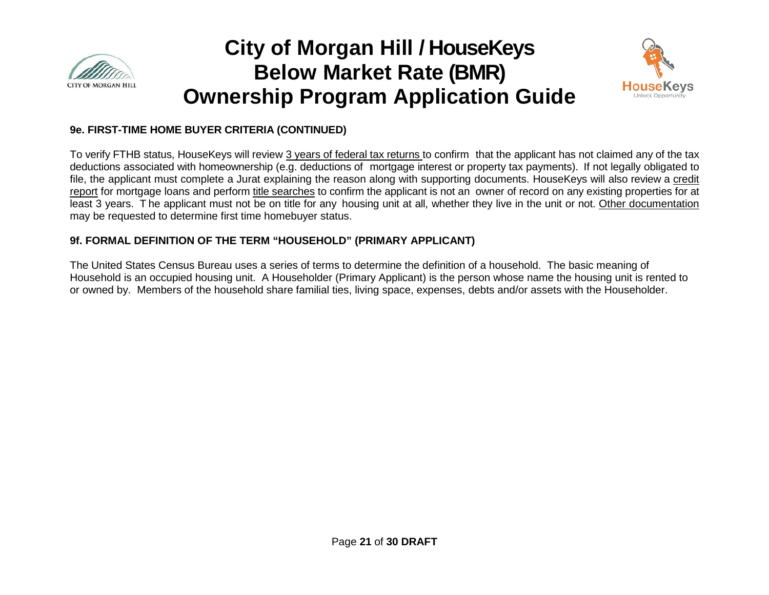### 9e. FIRST-TIME HOME BUYER CRITERIA (CONTINUED)

To verify FTHB status, HouseKeys will review 3 years of federal tax returns to confirm that the applicant has not claimed any of the tax deductions associated with homeownership (e.g. deductions of mortgage interest or property tax payments). If not legally obligated to file, the applicant must complete a Jurat explaining the reason along with supporting documents. HouseKeys will also review a credit report for mortgage loans and perform title searches to confirm the applicant is not an owner of record on any existing properties for at least 3 years. The applicant must not be on title for any housing unit at all, whether they live in the unit or not. Other documentation may be requested to determine first time homebuyer status.

### 9f. FORMAL DEFINITION OF THE TERM "HOUSEHOLD" (PRIMARY APPLICANT)

The United States Census Bureau uses a series of terms to determine the definition of a household. The basic meaning of Household is an occupied housing unit. A Householder (Primary Applicant) is the person whose name the housing unit is rented to or owned by. Members of the household share familial ties, living space, expenses, debts and/or assets with the Householder.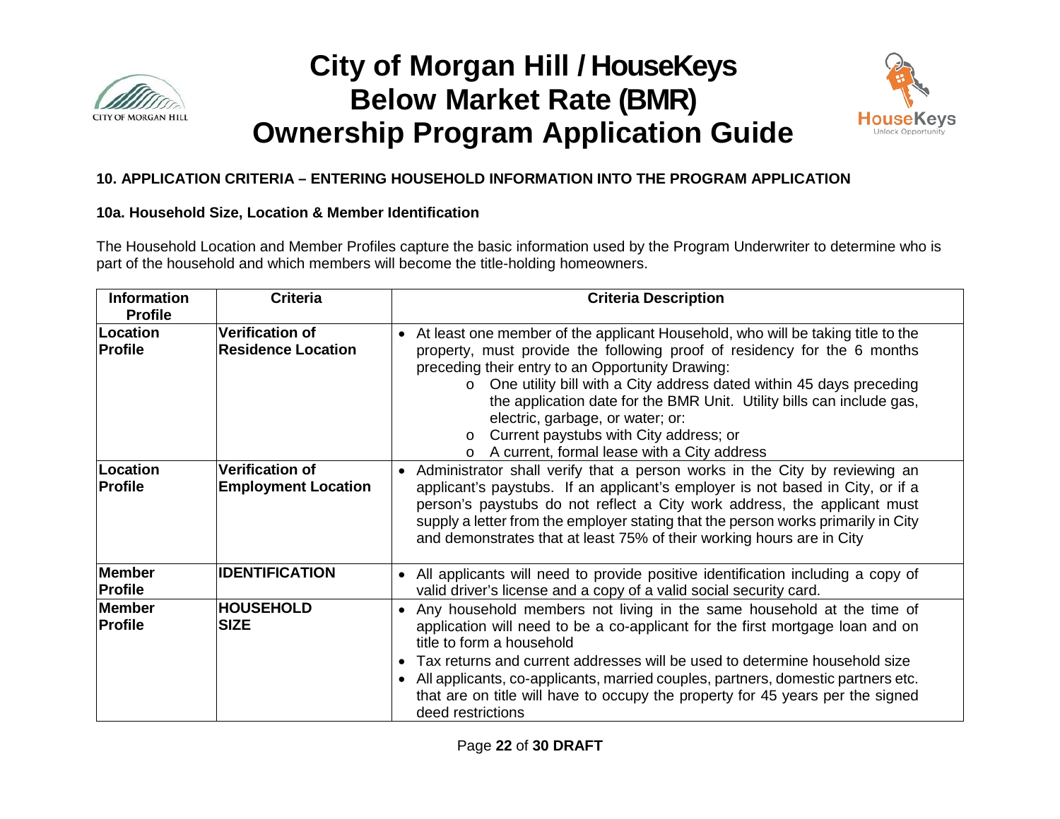## 10. APPLICATION CRITERIA – ENTERING HOUSEHOLD INFORMATION INTO THE PROGRAM APPLICATION

### 10a. Household Size, Location & Member Identification

The Household Location and Member Profiles capture the basic information used by the Program Underwriter to determine who is part of the household and which members will become the title-holding homeowners.

| Information Profile | Criteria | Criteria Description |
|---|---|---|
| **Location Profile** | **Verification of Residence Location** | • At least one member of the applicant Household, who will be taking title to the property, must provide the following proof of residency for the 6 months preceding their entry to an Opportunity Drawing:<br>o One utility bill with a City address dated within 45 days preceding the application date for the BMR Unit. Utility bills can include gas, electric, garbage, or water; or:<br>o Current paystubs with City address; or<br>o A current, formal lease with a City address |
| **Location Profile** | **Verification of Employment Location** | • Administrator shall verify that a person works in the City by reviewing an applicant's paystubs. If an applicant's employer is not based in City, or if a person's paystubs do not reflect a City work address, the applicant must supply a letter from the employer stating that the person works primarily in City and demonstrates that at least 75% of their working hours are in City |
| **Member Profile** | **IDENTIFICATION** | • All applicants will need to provide positive identification including a copy of valid driver's license and a copy of a valid social security card. |
| **Member Profile** | **HOUSEHOLD SIZE** | • Any household members not living in the same household at the time of application will need to be a co-applicant for the first mortgage loan and on title to form a household<br>• Tax returns and current addresses will be used to determine household size<br>• All applicants, co-applicants, married couples, partners, domestic partners etc. that are on title will have to occupy the property for 45 years per the signed deed restrictions |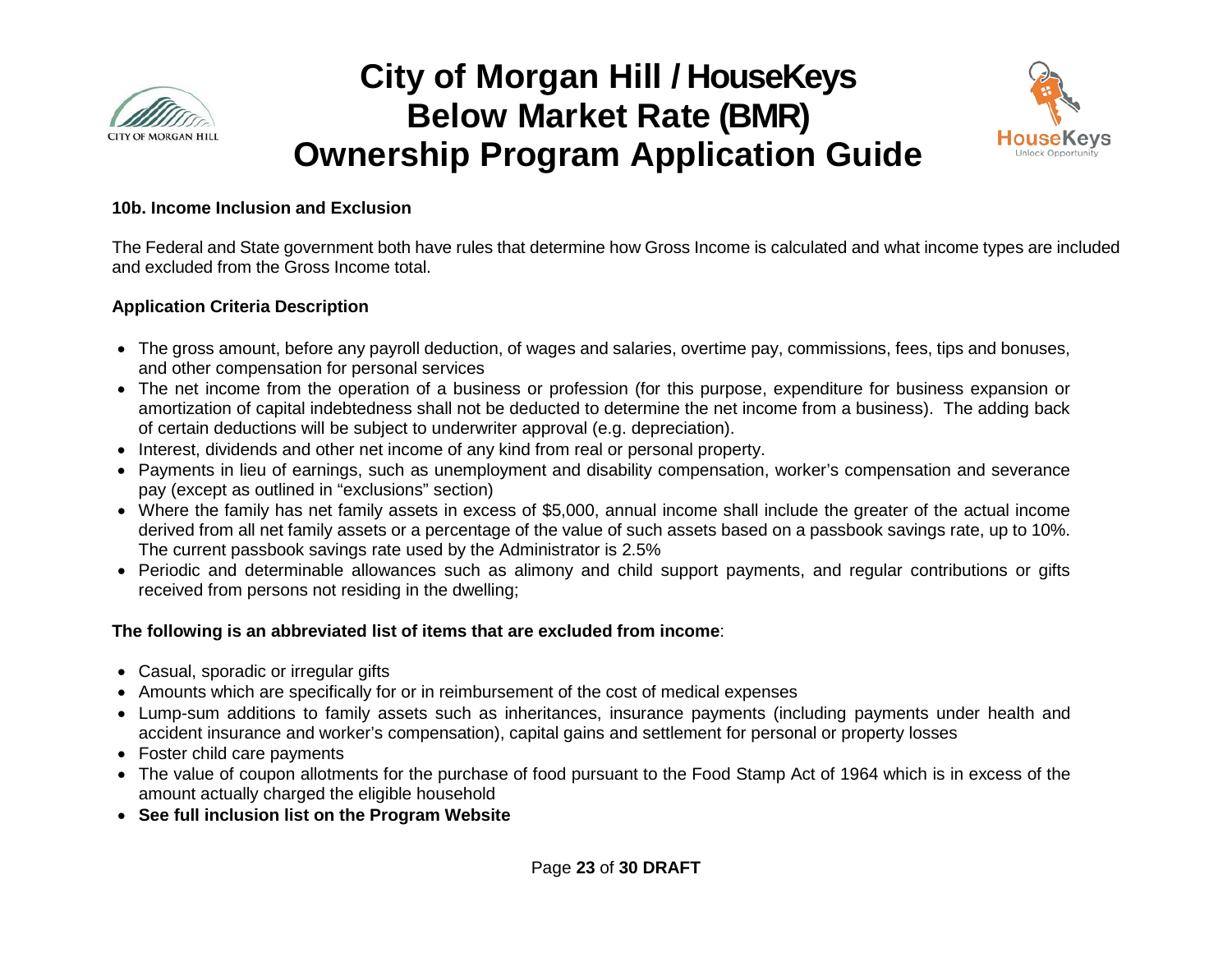#### 10b. Income Inclusion and Exclusion

The Federal and State government both have rules that determine how Gross Income is calculated and what income types are included and excluded from the Gross Income total.

**Application Criteria Description**

- The gross amount, before any payroll deduction, of wages and salaries, overtime pay, commissions, fees, tips and bonuses, and other compensation for personal services
- The net income from the operation of a business or profession (for this purpose, expenditure for business expansion or amortization of capital indebtedness shall not be deducted to determine the net income from a business). The adding back of certain deductions will be subject to underwriter approval (e.g. depreciation).
- Interest, dividends and other net income of any kind from real or personal property.
- Payments in lieu of earnings, such as unemployment and disability compensation, worker's compensation and severance pay (except as outlined in "exclusions" section)
- Where the family has net family assets in excess of $5,000, annual income shall include the greater of the actual income derived from all net family assets or a percentage of the value of such assets based on a passbook savings rate, up to 10%. The current passbook savings rate used by the Administrator is 2.5%
- Periodic and determinable allowances such as alimony and child support payments, and regular contributions or gifts received from persons not residing in the dwelling;

**The following is an abbreviated list of items that are excluded from income**:

- Casual, sporadic or irregular gifts
- Amounts which are specifically for or in reimbursement of the cost of medical expenses
- Lump-sum additions to family assets such as inheritances, insurance payments (including payments under health and accident insurance and worker's compensation), capital gains and settlement for personal or property losses
- Foster child care payments
- The value of coupon allotments for the purchase of food pursuant to the Food Stamp Act of 1964 which is in excess of the amount actually charged the eligible household
- **See full inclusion list on the Program Website**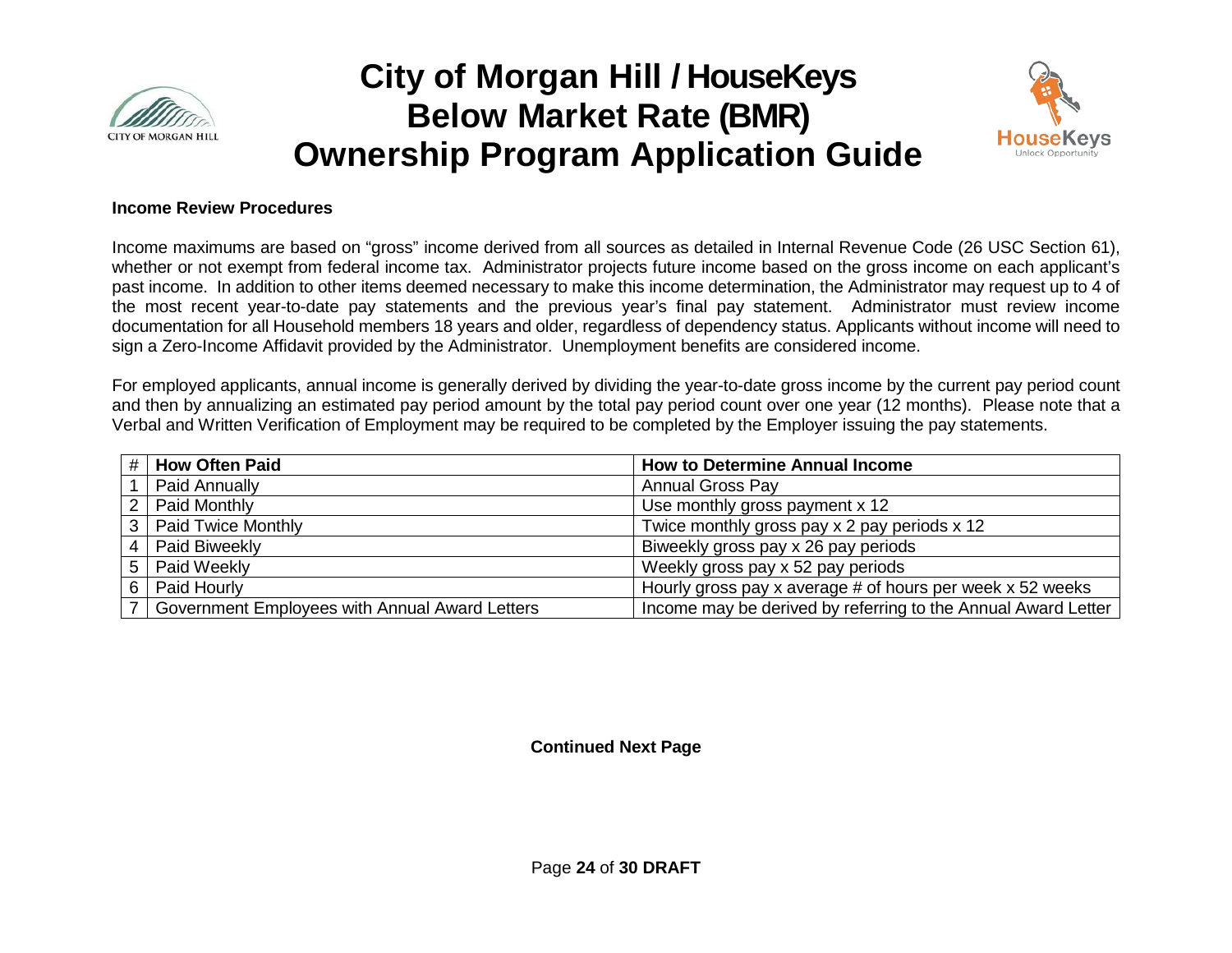**Income Review Procedures**

Income maximums are based on “gross” income derived from all sources as detailed in Internal Revenue Code (26 USC Section 61), whether or not exempt from federal income tax. Administrator projects future income based on the gross income on each applicant’s past income. In addition to other items deemed necessary to make this income determination, the Administrator may request up to 4 of the most recent year-to-date pay statements and the previous year’s final pay statement. Administrator must review income documentation for all Household members 18 years and older, regardless of dependency status. Applicants without income will need to sign a Zero-Income Affidavit provided by the Administrator. Unemployment benefits are considered income.

For employed applicants, annual income is generally derived by dividing the year-to-date gross income by the current pay period count and then by annualizing an estimated pay period amount by the total pay period count over one year (12 months). Please note that a Verbal and Written Verification of Employment may be required to be completed by the Employer issuing the pay statements.

| # | How Often Paid | How to Determine Annual Income |
|---|---|---|
| 1 | Paid Annually | Annual Gross Pay |
| 2 | Paid Monthly | Use monthly gross payment x 12 |
| 3 | Paid Twice Monthly | Twice monthly gross pay x 2 pay periods x 12 |
| 4 | Paid Biweekly | Biweekly gross pay x 26 pay periods |
| 5 | Paid Weekly | Weekly gross pay x 52 pay periods |
| 6 | Paid Hourly | Hourly gross pay x average # of hours per week x 52 weeks |
| 7 | Government Employees with Annual Award Letters | Income may be derived by referring to the Annual Award Letter |

**Continued Next Page**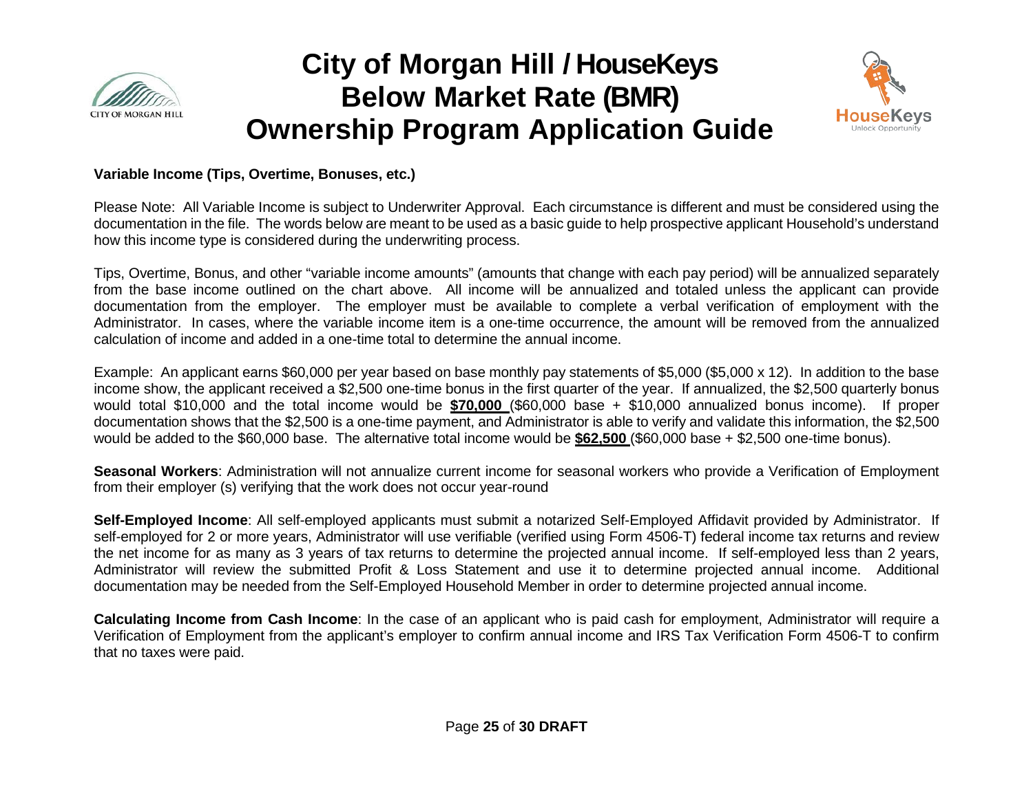**Variable Income (Tips, Overtime, Bonuses, etc.)**

Please Note: All Variable Income is subject to Underwriter Approval. Each circumstance is different and must be considered using the documentation in the file. The words below are meant to be used as a basic guide to help prospective applicant Household's understand how this income type is considered during the underwriting process.

Tips, Overtime, Bonus, and other "variable income amounts" (amounts that change with each pay period) will be annualized separately from the base income outlined on the chart above. All income will be annualized and totaled unless the applicant can provide documentation from the employer. The employer must be available to complete a verbal verification of employment with the Administrator. In cases, where the variable income item is a one-time occurrence, the amount will be removed from the annualized calculation of income and added in a one-time total to determine the annual income.

Example: An applicant earns $60,000 per year based on base monthly pay statements of $5,000 ($5,000 x 12). In addition to the base income show, the applicant received a $2,500 one-time bonus in the first quarter of the year. If annualized, the $2,500 quarterly bonus would total $10,000 and the total income would be **$70,000** ($60,000 base + $10,000 annualized bonus income). If proper documentation shows that the $2,500 is a one-time payment, and Administrator is able to verify and validate this information, the $2,500 would be added to the $60,000 base. The alternative total income would be **$62,500** ($60,000 base + $2,500 one-time bonus).

**Seasonal Workers**: Administration will not annualize current income for seasonal workers who provide a Verification of Employment from their employer (s) verifying that the work does not occur year-round

**Self-Employed Income**: All self-employed applicants must submit a notarized Self-Employed Affidavit provided by Administrator. If self-employed for 2 or more years, Administrator will use verifiable (verified using Form 4506-T) federal income tax returns and review the net income for as many as 3 years of tax returns to determine the projected annual income. If self-employed less than 2 years, Administrator will review the submitted Profit & Loss Statement and use it to determine projected annual income. Additional documentation may be needed from the Self-Employed Household Member in order to determine projected annual income.

**Calculating Income from Cash Income**: In the case of an applicant who is paid cash for employment, Administrator will require a Verification of Employment from the applicant's employer to confirm annual income and IRS Tax Verification Form 4506-T to confirm that no taxes were paid.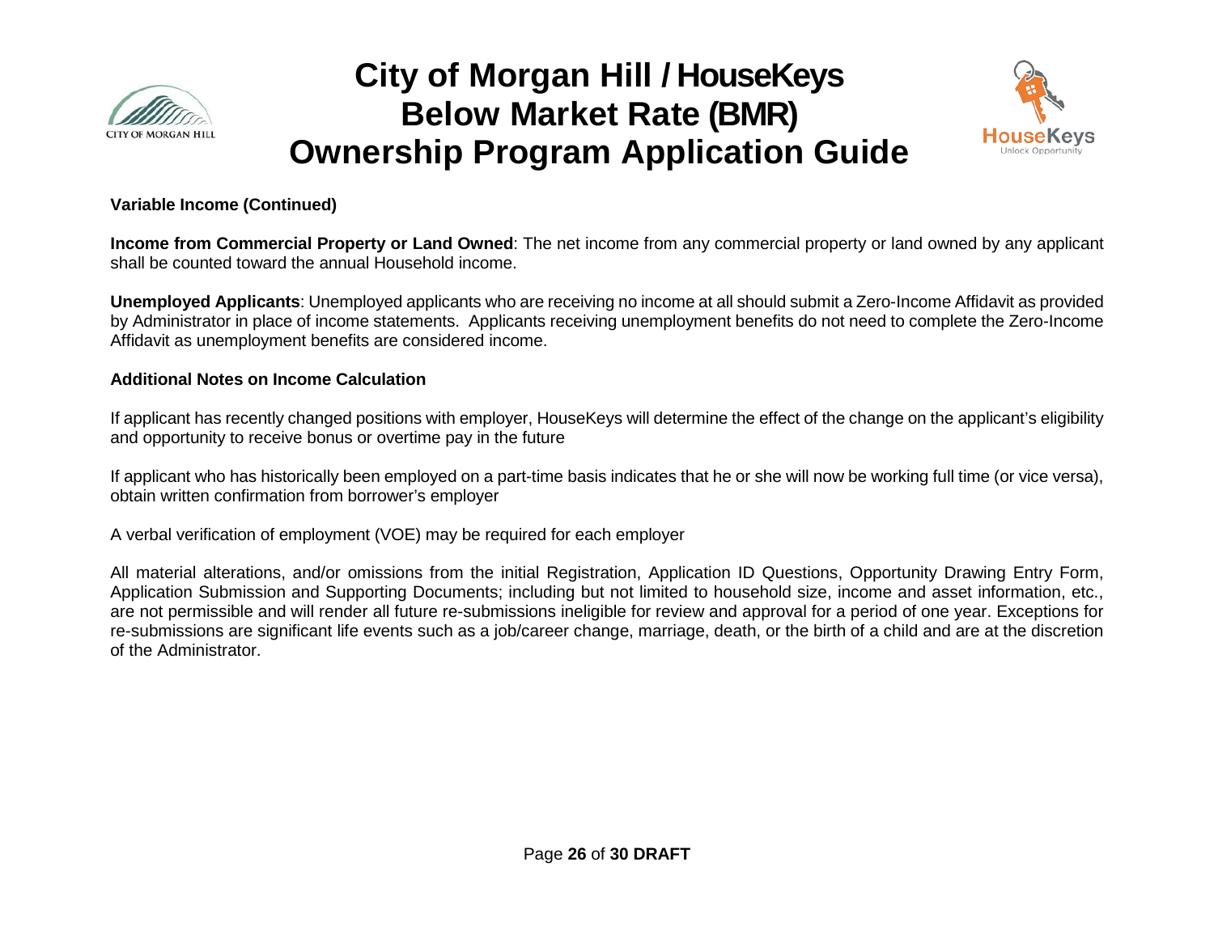**Variable Income (Continued)**

**Income from Commercial Property or Land Owned**: The net income from any commercial property or land owned by any applicant shall be counted toward the annual Household income.

**Unemployed Applicants**: Unemployed applicants who are receiving no income at all should submit a Zero-Income Affidavit as provided by Administrator in place of income statements. Applicants receiving unemployment benefits do not need to complete the Zero-Income Affidavit as unemployment benefits are considered income.

**Additional Notes on Income Calculation**

If applicant has recently changed positions with employer, HouseKeys will determine the effect of the change on the applicant's eligibility and opportunity to receive bonus or overtime pay in the future

If applicant who has historically been employed on a part-time basis indicates that he or she will now be working full time (or vice versa), obtain written confirmation from borrower's employer

A verbal verification of employment (VOE) may be required for each employer

All material alterations, and/or omissions from the initial Registration, Application ID Questions, Opportunity Drawing Entry Form, Application Submission and Supporting Documents; including but not limited to household size, income and asset information, etc., are not permissible and will render all future re-submissions ineligible for review and approval for a period of one year. Exceptions for re-submissions are significant life events such as a job/career change, marriage, death, or the birth of a child and are at the discretion of the Administrator.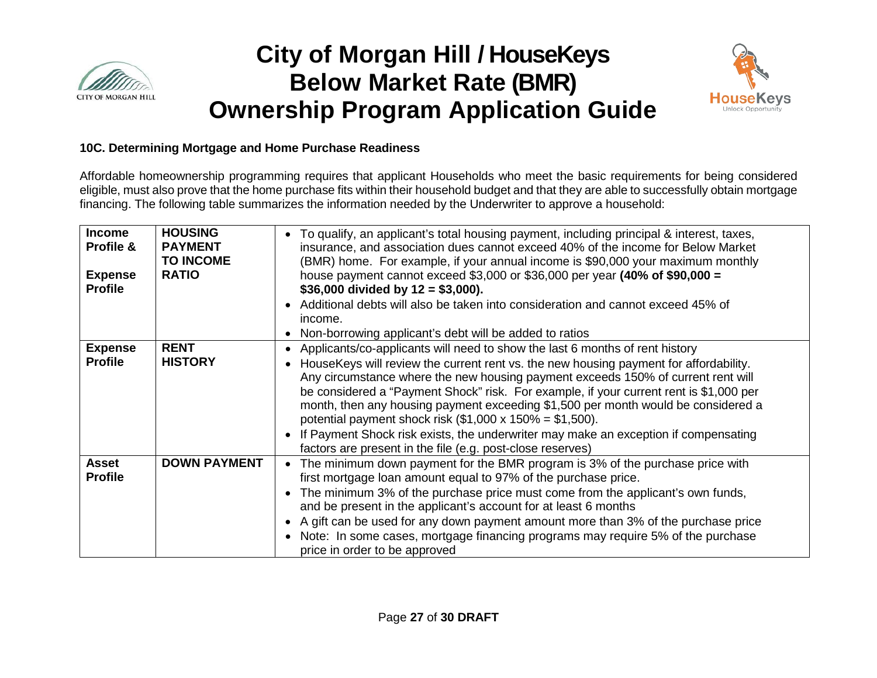### 10C. Determining Mortgage and Home Purchase Readiness

Affordable homeownership programming requires that applicant Households who meet the basic requirements for being considered eligible, must also prove that the home purchase fits within their household budget and that they are able to successfully obtain mortgage financing. The following table summarizes the information needed by the Underwriter to approve a household:

| | | |
|---|---|---|
| **Income Profile & Expense Profile** | **HOUSING PAYMENT TO INCOME RATIO** | • To qualify, an applicant's total housing payment, including principal & interest, taxes, insurance, and association dues cannot exceed 40% of the income for Below Market (BMR) home. For example, if your annual income is $90,000 your maximum monthly house payment cannot exceed $3,000 or $36,000 per year **(40% of $90,000 = $36,000 divided by 12 = $3,000).**<br>• Additional debts will also be taken into consideration and cannot exceed 45% of income.<br>• Non-borrowing applicant's debt will be added to ratios |
| **Expense Profile** | **RENT HISTORY** | • Applicants/co-applicants will need to show the last 6 months of rent history<br>• HouseKeys will review the current rent vs. the new housing payment for affordability. Any circumstance where the new housing payment exceeds 150% of current rent will be considered a "Payment Shock" risk. For example, if your current rent is $1,000 per month, then any housing payment exceeding $1,500 per month would be considered a potential payment shock risk ($1,000 x 150% = $1,500).<br>• If Payment Shock risk exists, the underwriter may make an exception if compensating factors are present in the file (e.g. post-close reserves) |
| **Asset Profile** | **DOWN PAYMENT** | • The minimum down payment for the BMR program is 3% of the purchase price with first mortgage loan amount equal to 97% of the purchase price.<br>• The minimum 3% of the purchase price must come from the applicant's own funds, and be present in the applicant's account for at least 6 months<br>• A gift can be used for any down payment amount more than 3% of the purchase price<br>• Note: In some cases, mortgage financing programs may require 5% of the purchase price in order to be approved |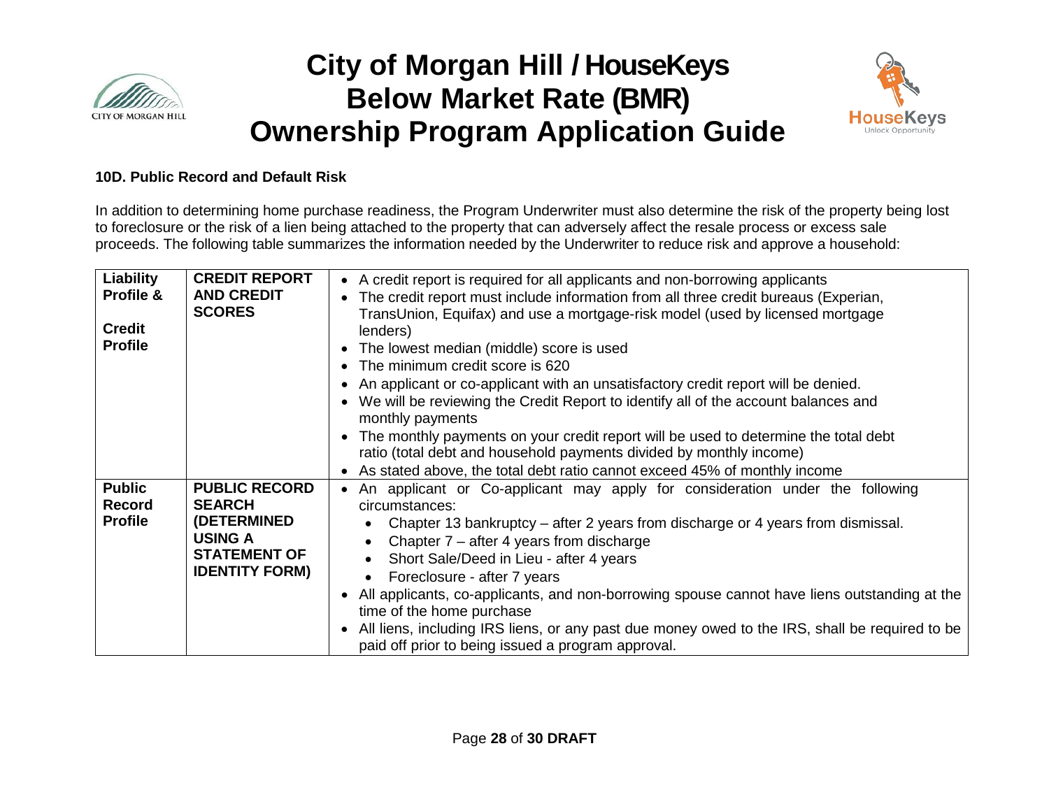**10D. Public Record and Default Risk**

In addition to determining home purchase readiness, the Program Underwriter must also determine the risk of the property being lost to foreclosure or the risk of a lien being attached to the property that can adversely affect the resale process or excess sale proceeds. The following table summarizes the information needed by the Underwriter to reduce risk and approve a household:

| | | |
|---|---|---|
| **Liability Profile &**<br><br>**Credit Profile** | **CREDIT REPORT AND CREDIT SCORES** | • A credit report is required for all applicants and non-borrowing applicants<br>• The credit report must include information from all three credit bureaus (Experian, TransUnion, Equifax) and use a mortgage-risk model (used by licensed mortgage lenders)<br>• The lowest median (middle) score is used<br>• The minimum credit score is 620<br>• An applicant or co-applicant with an unsatisfactory credit report will be denied.<br>• We will be reviewing the Credit Report to identify all of the account balances and monthly payments<br>• The monthly payments on your credit report will be used to determine the total debt ratio (total debt and household payments divided by monthly income)<br>• As stated above, the total debt ratio cannot exceed 45% of monthly income |
| **Public Record Profile** | **PUBLIC RECORD SEARCH (DETERMINED USING A STATEMENT OF IDENTITY FORM)** | • An applicant or Co-applicant may apply for consideration under the following circumstances:<br>&nbsp;&nbsp;• Chapter 13 bankruptcy – after 2 years from discharge or 4 years from dismissal.<br>&nbsp;&nbsp;• Chapter 7 – after 4 years from discharge<br>&nbsp;&nbsp;• Short Sale/Deed in Lieu - after 4 years<br>&nbsp;&nbsp;• Foreclosure - after 7 years<br>• All applicants, co-applicants, and non-borrowing spouse cannot have liens outstanding at the time of the home purchase<br>• All liens, including IRS liens, or any past due money owed to the IRS, shall be required to be paid off prior to being issued a program approval. |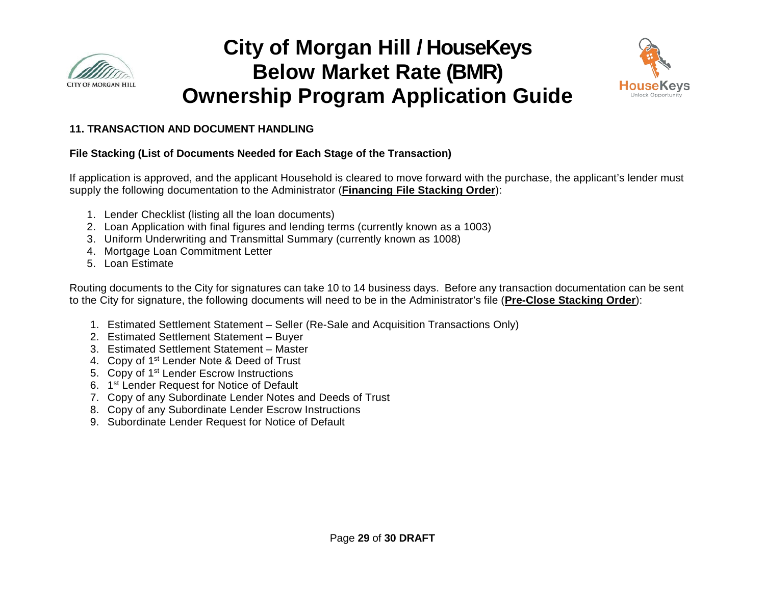## 11. TRANSACTION AND DOCUMENT HANDLING

### File Stacking (List of Documents Needed for Each Stage of the Transaction)

If application is approved, and the applicant Household is cleared to move forward with the purchase, the applicant's lender must supply the following documentation to the Administrator (**Financing File Stacking Order**):

1. Lender Checklist (listing all the loan documents)
2. Loan Application with final figures and lending terms (currently known as a 1003)
3. Uniform Underwriting and Transmittal Summary (currently known as 1008)
4. Mortgage Loan Commitment Letter
5. Loan Estimate

Routing documents to the City for signatures can take 10 to 14 business days. Before any transaction documentation can be sent to the City for signature, the following documents will need to be in the Administrator's file (**Pre-Close Stacking Order**):

1. Estimated Settlement Statement – Seller (Re-Sale and Acquisition Transactions Only)
2. Estimated Settlement Statement – Buyer
3. Estimated Settlement Statement – Master
4. Copy of 1st Lender Note & Deed of Trust
5. Copy of 1st Lender Escrow Instructions
6. 1st Lender Request for Notice of Default
7. Copy of any Subordinate Lender Notes and Deeds of Trust
8. Copy of any Subordinate Lender Escrow Instructions
9. Subordinate Lender Request for Notice of Default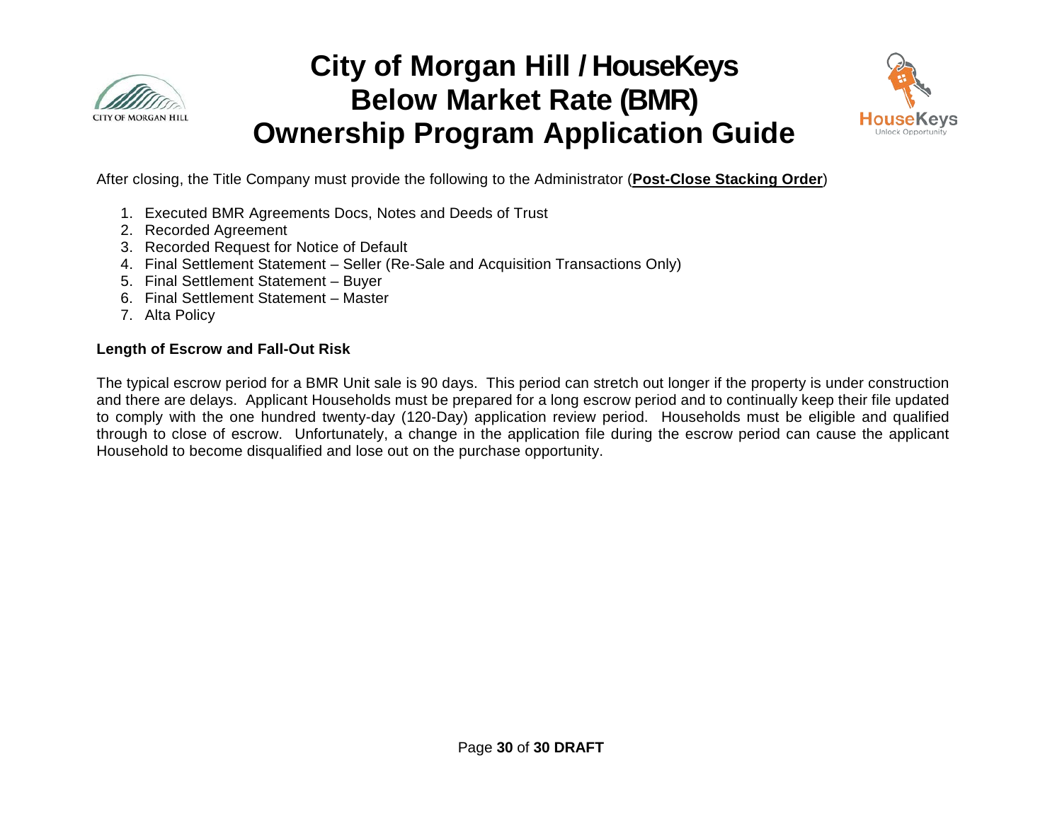After closing, the Title Company must provide the following to the Administrator (**Post-Close Stacking Order**)

1. Executed BMR Agreements Docs, Notes and Deeds of Trust
2. Recorded Agreement
3. Recorded Request for Notice of Default
4. Final Settlement Statement – Seller (Re-Sale and Acquisition Transactions Only)
5. Final Settlement Statement – Buyer
6. Final Settlement Statement – Master
7. Alta Policy

**Length of Escrow and Fall-Out Risk**

The typical escrow period for a BMR Unit sale is 90 days. This period can stretch out longer if the property is under construction and there are delays. Applicant Households must be prepared for a long escrow period and to continually keep their file updated to comply with the one hundred twenty-day (120-Day) application review period. Households must be eligible and qualified through to close of escrow. Unfortunately, a change in the application file during the escrow period can cause the applicant Household to become disqualified and lose out on the purchase opportunity.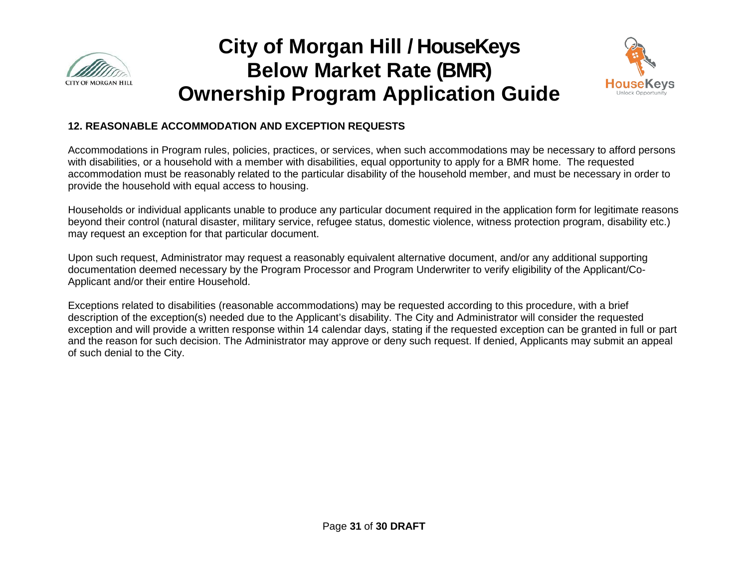## 12. REASONABLE ACCOMMODATION AND EXCEPTION REQUESTS

Accommodations in Program rules, policies, practices, or services, when such accommodations may be necessary to afford persons with disabilities, or a household with a member with disabilities, equal opportunity to apply for a BMR home. The requested accommodation must be reasonably related to the particular disability of the household member, and must be necessary in order to provide the household with equal access to housing.

Households or individual applicants unable to produce any particular document required in the application form for legitimate reasons beyond their control (natural disaster, military service, refugee status, domestic violence, witness protection program, disability etc.) may request an exception for that particular document.

Upon such request, Administrator may request a reasonably equivalent alternative document, and/or any additional supporting documentation deemed necessary by the Program Processor and Program Underwriter to verify eligibility of the Applicant/Co-Applicant and/or their entire Household.

Exceptions related to disabilities (reasonable accommodations) may be requested according to this procedure, with a brief description of the exception(s) needed due to the Applicant's disability. The City and Administrator will consider the requested exception and will provide a written response within 14 calendar days, stating if the requested exception can be granted in full or part and the reason for such decision. The Administrator may approve or deny such request. If denied, Applicants may submit an appeal of such denial to the City.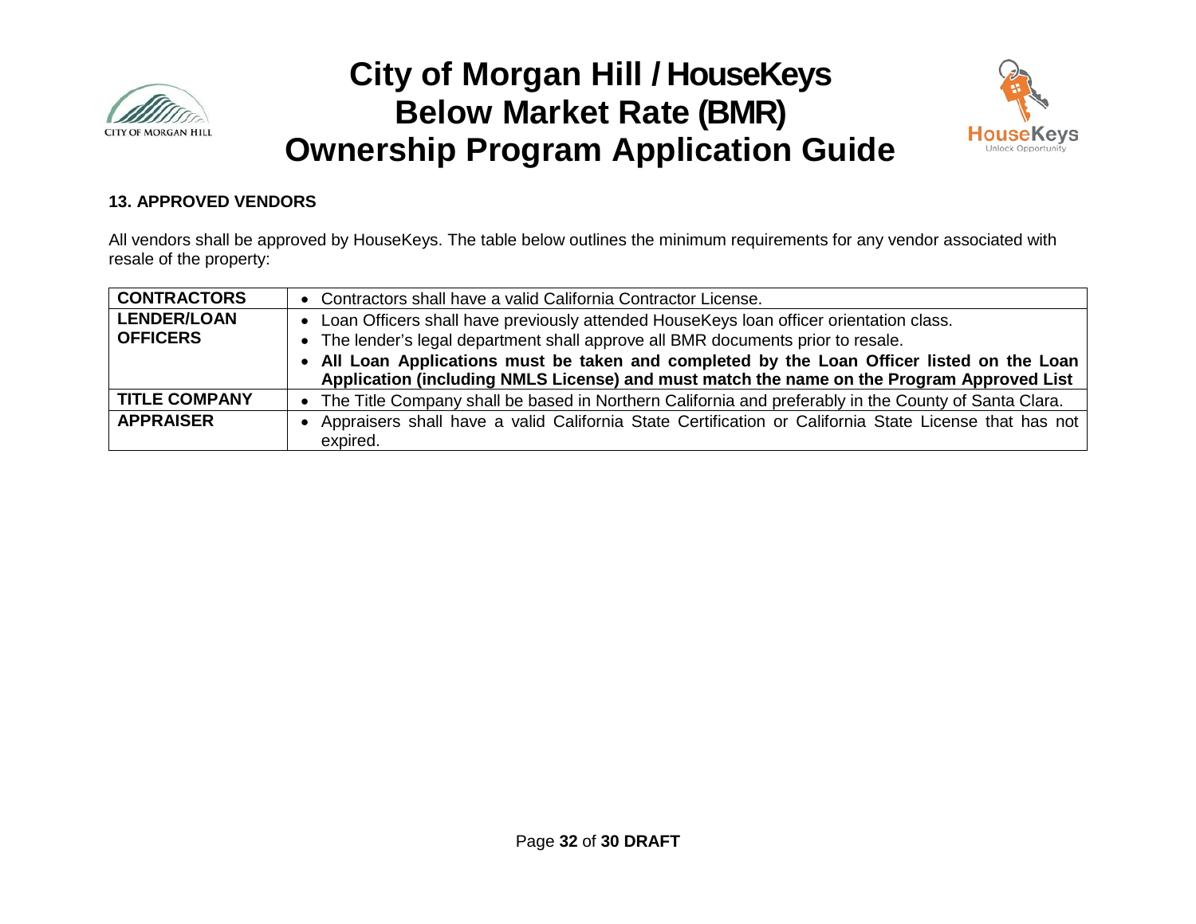## 13. APPROVED VENDORS

All vendors shall be approved by HouseKeys. The table below outlines the minimum requirements for any vendor associated with resale of the property:

| | |
|---|---|
| **CONTRACTORS** | • Contractors shall have a valid California Contractor License. |
| **LENDER/LOAN OFFICERS** | • Loan Officers shall have previously attended HouseKeys loan officer orientation class.<br>• The lender's legal department shall approve all BMR documents prior to resale.<br>• **All Loan Applications must be taken and completed by the Loan Officer listed on the Loan Application (including NMLS License) and must match the name on the Program Approved List** |
| **TITLE COMPANY** | • The Title Company shall be based in Northern California and preferably in the County of Santa Clara. |
| **APPRAISER** | • Appraisers shall have a valid California State Certification or California State License that has not expired. |